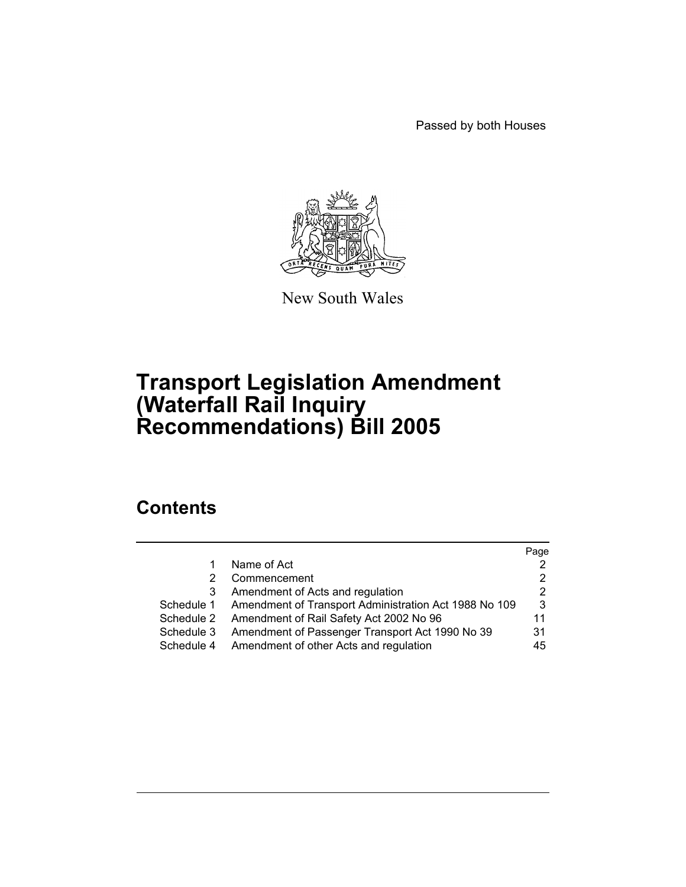Passed by both Houses

New South Wales

# Transport Legislation Amendment (Waterfall Rail Inquiry Recommendations) Bill 2005

## Contents

| | | Page |
|---|---|---|
| 1 | Name of Act | 2 |
| 2 | Commencement | 2 |
| 3 | Amendment of Acts and regulation | 2 |
| Schedule 1 | Amendment of Transport Administration Act 1988 No 109 | 3 |
| Schedule 2 | Amendment of Rail Safety Act 2002 No 96 | 11 |
| Schedule 3 | Amendment of Passenger Transport Act 1990 No 39 | 31 |
| Schedule 4 | Amendment of other Acts and regulation | 45 |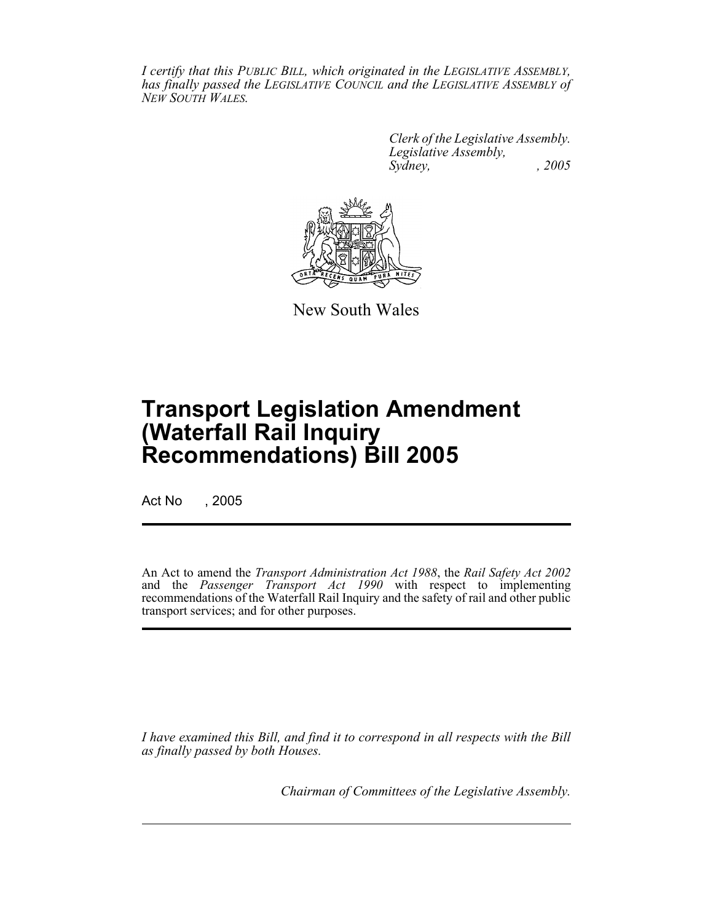*I certify that this PUBLIC BILL, which originated in the LEGISLATIVE ASSEMBLY, has finally passed the LEGISLATIVE COUNCIL and the LEGISLATIVE ASSEMBLY of NEW SOUTH WALES.*

*Clerk of the Legislative Assembly.*
*Legislative Assembly,*
*Sydney, , 2005*

New South Wales

# Transport Legislation Amendment (Waterfall Rail Inquiry Recommendations) Bill 2005

Act No , 2005

An Act to amend the *Transport Administration Act 1988*, the *Rail Safety Act 2002* and the *Passenger Transport Act 1990* with respect to implementing recommendations of the Waterfall Rail Inquiry and the safety of rail and other public transport services; and for other purposes.

*I have examined this Bill, and find it to correspond in all respects with the Bill as finally passed by both Houses.*

*Chairman of Committees of the Legislative Assembly.*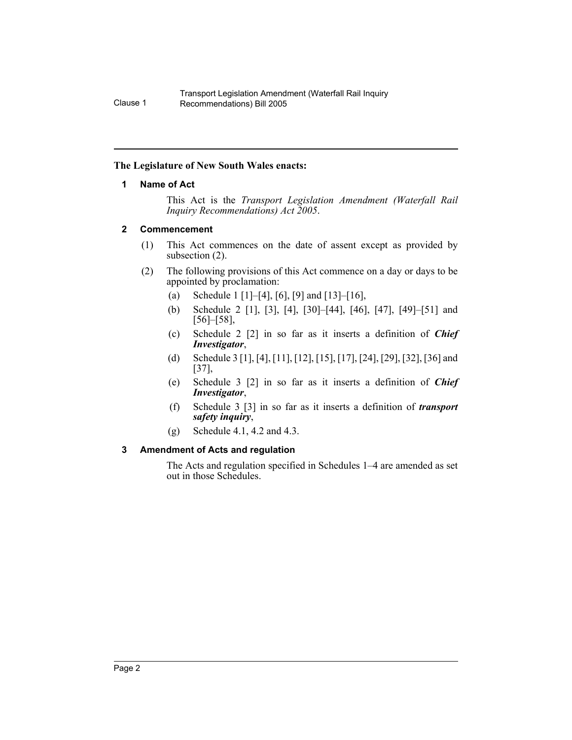**The Legislature of New South Wales enacts:**

## 1 Name of Act

This Act is the *Transport Legislation Amendment (Waterfall Rail Inquiry Recommendations) Act 2005*.

## 2 Commencement

(1) This Act commences on the date of assent except as provided by subsection (2).

(2) The following provisions of this Act commence on a day or days to be appointed by proclamation:

- (a) Schedule 1 [1]–[4], [6], [9] and [13]–[16],
- (b) Schedule 2 [1], [3], [4], [30]–[44], [46], [47], [49]–[51] and [56]–[58],
- (c) Schedule 2 [2] in so far as it inserts a definition of ***Chief Investigator***,
- (d) Schedule 3 [1], [4], [11], [12], [15], [17], [24], [29], [32], [36] and [37],
- (e) Schedule 3 [2] in so far as it inserts a definition of ***Chief Investigator***,
- (f) Schedule 3 [3] in so far as it inserts a definition of ***transport safety inquiry***,
- (g) Schedule 4.1, 4.2 and 4.3.

## 3 Amendment of Acts and regulation

The Acts and regulation specified in Schedules 1–4 are amended as set out in those Schedules.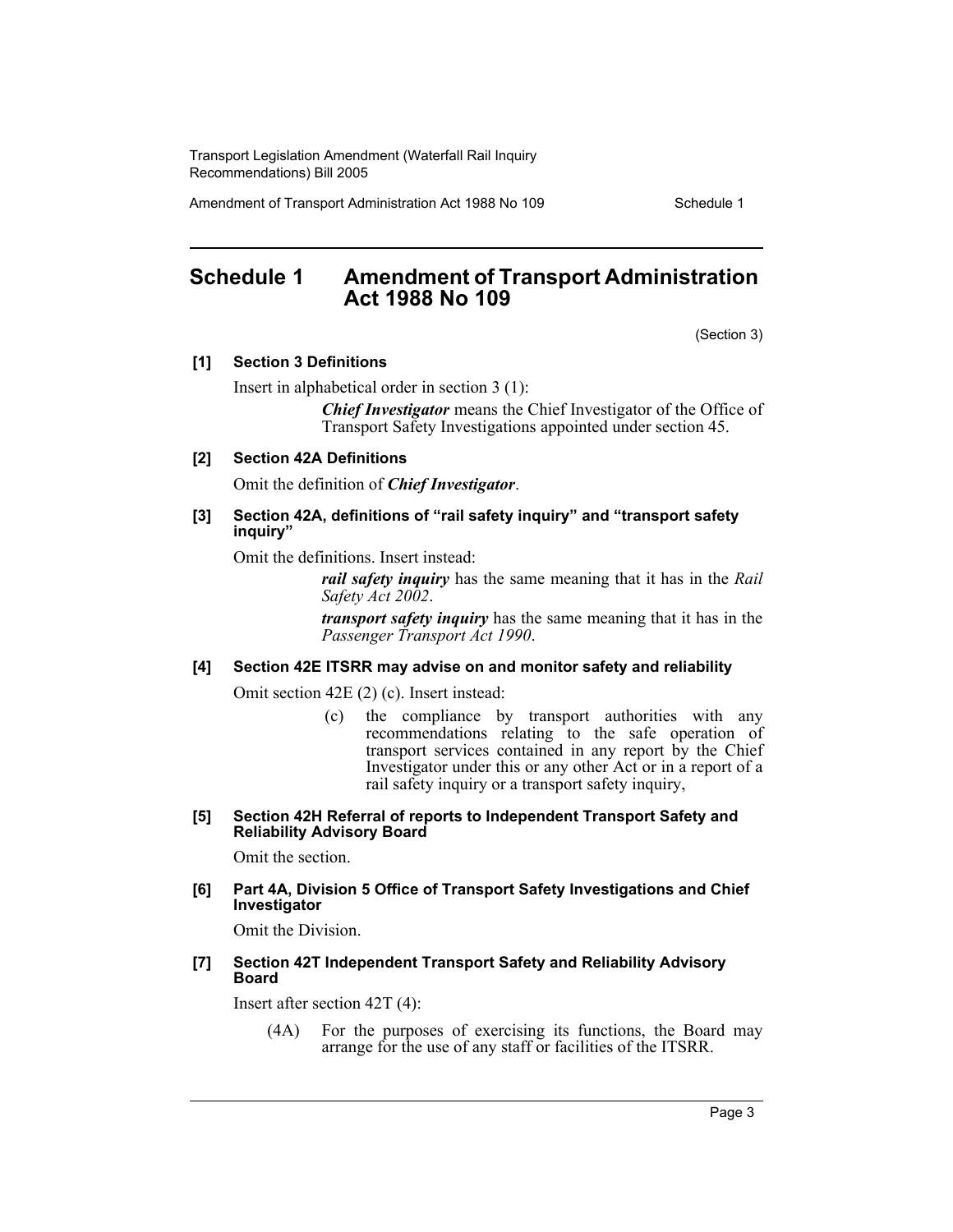# Schedule 1 Amendment of Transport Administration Act 1988 No 109

(Section 3)

### [1] Section 3 Definitions

Insert in alphabetical order in section 3 (1):

> ***Chief Investigator*** means the Chief Investigator of the Office of Transport Safety Investigations appointed under section 45.

### [2] Section 42A Definitions

Omit the definition of ***Chief Investigator***.

### [3] Section 42A, definitions of "rail safety inquiry" and "transport safety inquiry"

Omit the definitions. Insert instead:

> ***rail safety inquiry*** has the same meaning that it has in the *Rail Safety Act 2002*.
>
> ***transport safety inquiry*** has the same meaning that it has in the *Passenger Transport Act 1990*.

### [4] Section 42E ITSRR may advise on and monitor safety and reliability

Omit section 42E (2) (c). Insert instead:

> (c) the compliance by transport authorities with any recommendations relating to the safe operation of transport services contained in any report by the Chief Investigator under this or any other Act or in a report of a rail safety inquiry or a transport safety inquiry,

### [5] Section 42H Referral of reports to Independent Transport Safety and Reliability Advisory Board

Omit the section.

### [6] Part 4A, Division 5 Office of Transport Safety Investigations and Chief Investigator

Omit the Division.

### [7] Section 42T Independent Transport Safety and Reliability Advisory Board

Insert after section 42T (4):

> (4A) For the purposes of exercising its functions, the Board may arrange for the use of any staff or facilities of the ITSRR.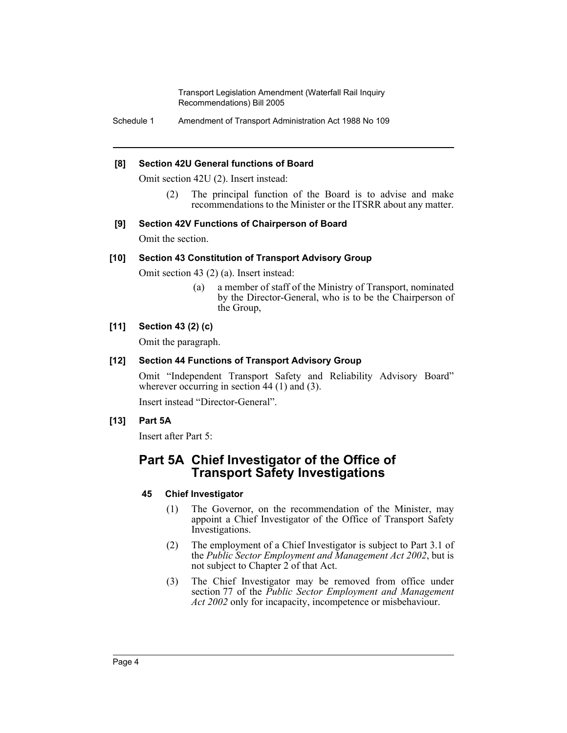**[8] Section 42U General functions of Board**

Omit section 42U (2). Insert instead:

(2) The principal function of the Board is to advise and make recommendations to the Minister or the ITSRR about any matter.

**[9] Section 42V Functions of Chairperson of Board**

Omit the section.

**[10] Section 43 Constitution of Transport Advisory Group**

Omit section 43 (2) (a). Insert instead:

(a) a member of staff of the Ministry of Transport, nominated by the Director-General, who is to be the Chairperson of the Group,

**[11] Section 43 (2) (c)**

Omit the paragraph.

**[12] Section 44 Functions of Transport Advisory Group**

Omit "Independent Transport Safety and Reliability Advisory Board" wherever occurring in section 44 (1) and (3).

Insert instead "Director-General".

**[13] Part 5A**

Insert after Part 5:

## Part 5A Chief Investigator of the Office of Transport Safety Investigations

### 45 Chief Investigator

(1) The Governor, on the recommendation of the Minister, may appoint a Chief Investigator of the Office of Transport Safety Investigations.

(2) The employment of a Chief Investigator is subject to Part 3.1 of the *Public Sector Employment and Management Act 2002*, but is not subject to Chapter 2 of that Act.

(3) The Chief Investigator may be removed from office under section 77 of the *Public Sector Employment and Management Act 2002* only for incapacity, incompetence or misbehaviour.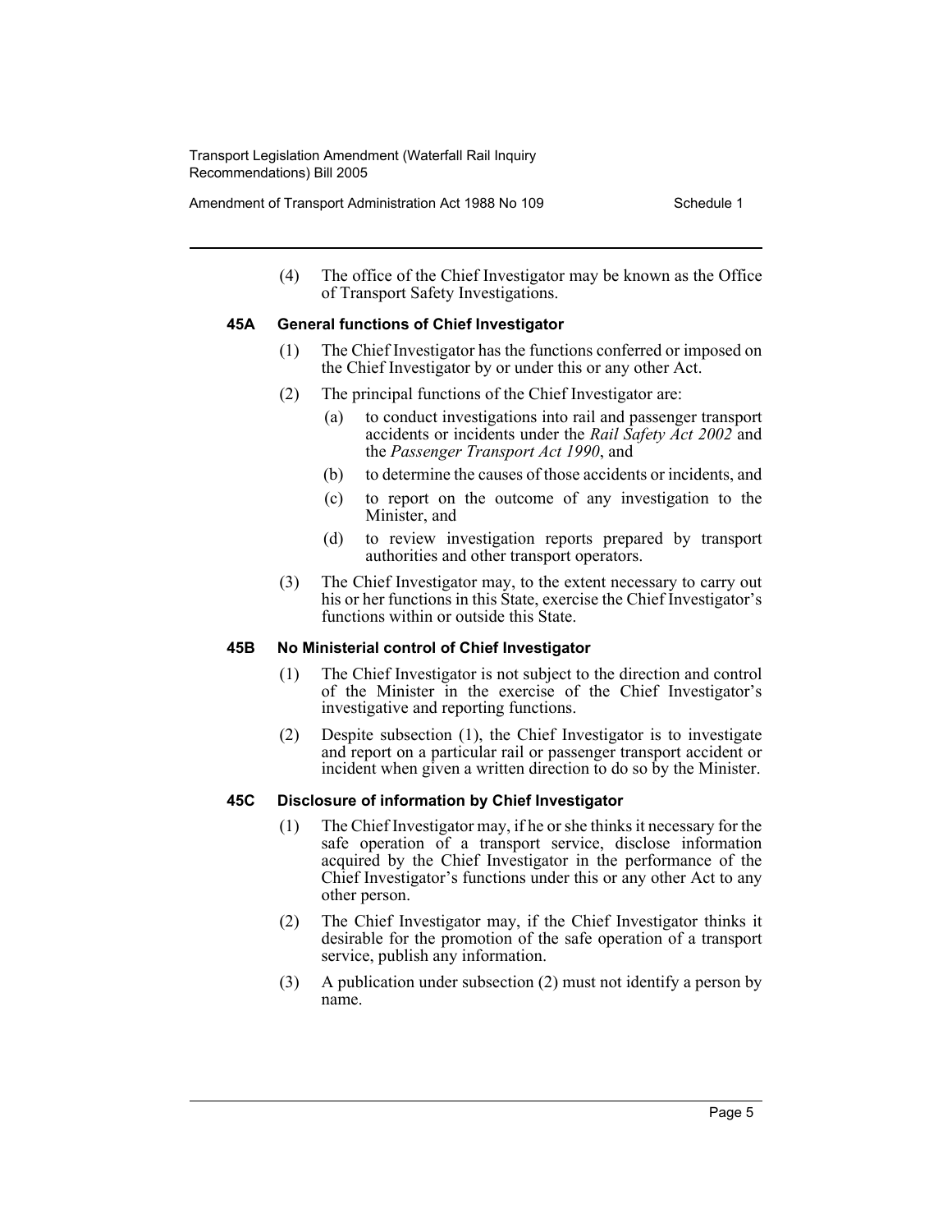(4) The office of the Chief Investigator may be known as the Office of Transport Safety Investigations.

### 45A General functions of Chief Investigator

(1) The Chief Investigator has the functions conferred or imposed on the Chief Investigator by or under this or any other Act.

(2) The principal functions of the Chief Investigator are:

- (a) to conduct investigations into rail and passenger transport accidents or incidents under the *Rail Safety Act 2002* and the *Passenger Transport Act 1990*, and
- (b) to determine the causes of those accidents or incidents, and
- (c) to report on the outcome of any investigation to the Minister, and
- (d) to review investigation reports prepared by transport authorities and other transport operators.

(3) The Chief Investigator may, to the extent necessary to carry out his or her functions in this State, exercise the Chief Investigator's functions within or outside this State.

### 45B No Ministerial control of Chief Investigator

(1) The Chief Investigator is not subject to the direction and control of the Minister in the exercise of the Chief Investigator's investigative and reporting functions.

(2) Despite subsection (1), the Chief Investigator is to investigate and report on a particular rail or passenger transport accident or incident when given a written direction to do so by the Minister.

### 45C Disclosure of information by Chief Investigator

(1) The Chief Investigator may, if he or she thinks it necessary for the safe operation of a transport service, disclose information acquired by the Chief Investigator in the performance of the Chief Investigator's functions under this or any other Act to any other person.

(2) The Chief Investigator may, if the Chief Investigator thinks it desirable for the promotion of the safe operation of a transport service, publish any information.

(3) A publication under subsection (2) must not identify a person by name.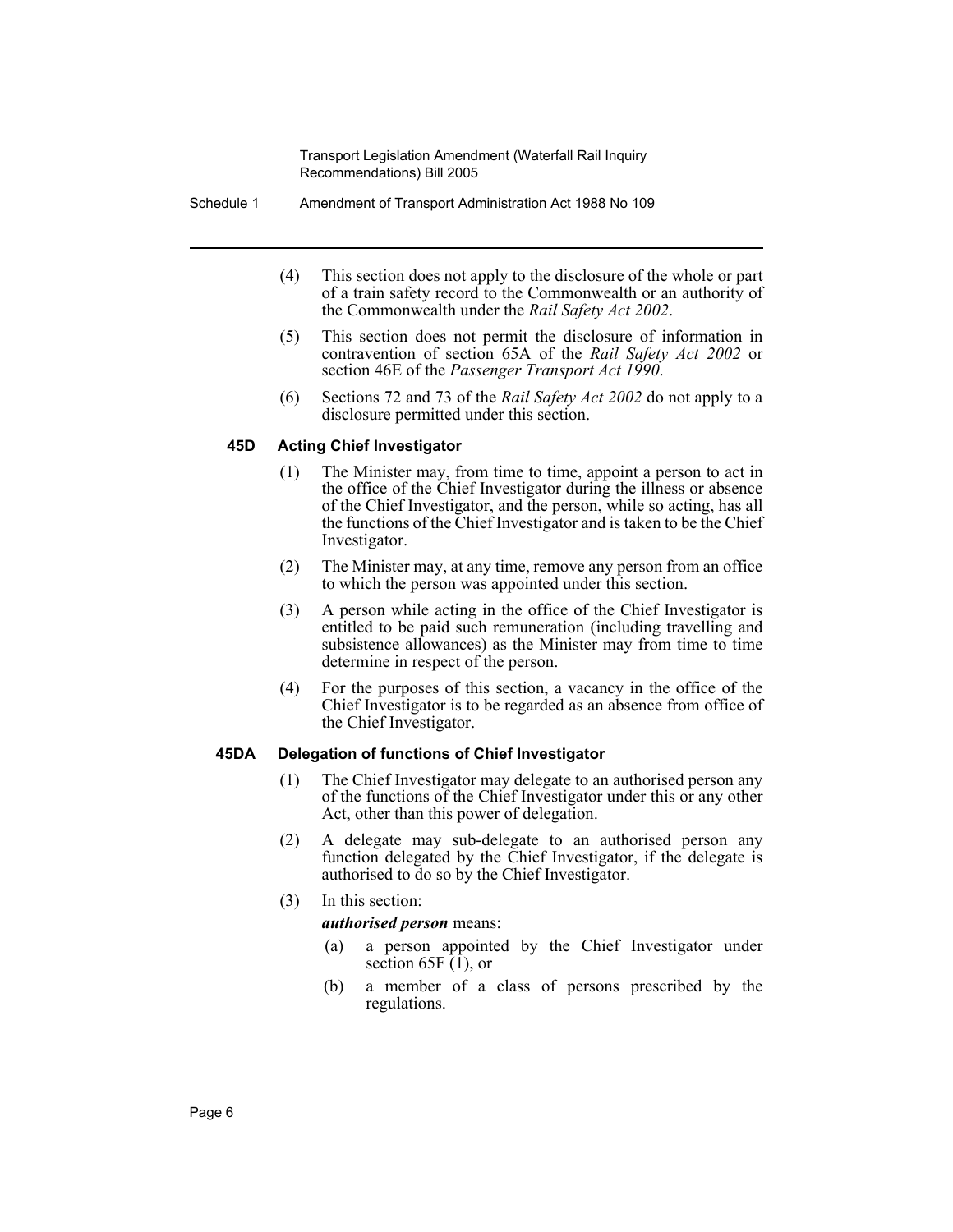(4) This section does not apply to the disclosure of the whole or part of a train safety record to the Commonwealth or an authority of the Commonwealth under the *Rail Safety Act 2002*.

(5) This section does not permit the disclosure of information in contravention of section 65A of the *Rail Safety Act 2002* or section 46E of the *Passenger Transport Act 1990*.

(6) Sections 72 and 73 of the *Rail Safety Act 2002* do not apply to a disclosure permitted under this section.

#### 45D Acting Chief Investigator

(1) The Minister may, from time to time, appoint a person to act in the office of the Chief Investigator during the illness or absence of the Chief Investigator, and the person, while so acting, has all the functions of the Chief Investigator and is taken to be the Chief Investigator.

(2) The Minister may, at any time, remove any person from an office to which the person was appointed under this section.

(3) A person while acting in the office of the Chief Investigator is entitled to be paid such remuneration (including travelling and subsistence allowances) as the Minister may from time to time determine in respect of the person.

(4) For the purposes of this section, a vacancy in the office of the Chief Investigator is to be regarded as an absence from office of the Chief Investigator.

#### 45DA Delegation of functions of Chief Investigator

(1) The Chief Investigator may delegate to an authorised person any of the functions of the Chief Investigator under this or any other Act, other than this power of delegation.

(2) A delegate may sub-delegate to an authorised person any function delegated by the Chief Investigator, if the delegate is authorised to do so by the Chief Investigator.

(3) In this section:

***authorised person*** means:

(a) a person appointed by the Chief Investigator under section 65F (1), or

(b) a member of a class of persons prescribed by the regulations.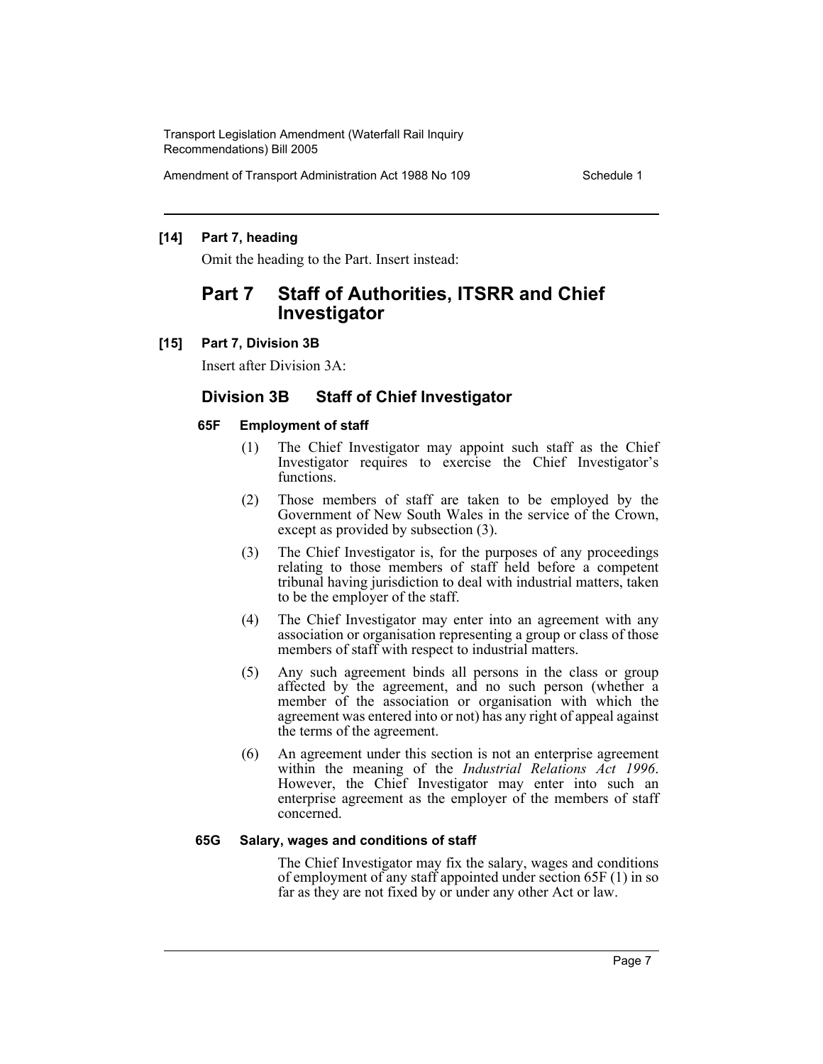**[14] Part 7, heading**

Omit the heading to the Part. Insert instead:

# Part 7 Staff of Authorities, ITSRR and Chief Investigator

**[15] Part 7, Division 3B**

Insert after Division 3A:

## Division 3B Staff of Chief Investigator

### 65F Employment of staff

(1) The Chief Investigator may appoint such staff as the Chief Investigator requires to exercise the Chief Investigator's functions.

(2) Those members of staff are taken to be employed by the Government of New South Wales in the service of the Crown, except as provided by subsection (3).

(3) The Chief Investigator is, for the purposes of any proceedings relating to those members of staff held before a competent tribunal having jurisdiction to deal with industrial matters, taken to be the employer of the staff.

(4) The Chief Investigator may enter into an agreement with any association or organisation representing a group or class of those members of staff with respect to industrial matters.

(5) Any such agreement binds all persons in the class or group affected by the agreement, and no such person (whether a member of the association or organisation with which the agreement was entered into or not) has any right of appeal against the terms of the agreement.

(6) An agreement under this section is not an enterprise agreement within the meaning of the *Industrial Relations Act 1996*. However, the Chief Investigator may enter into such an enterprise agreement as the employer of the members of staff concerned.

### 65G Salary, wages and conditions of staff

The Chief Investigator may fix the salary, wages and conditions of employment of any staff appointed under section 65F (1) in so far as they are not fixed by or under any other Act or law.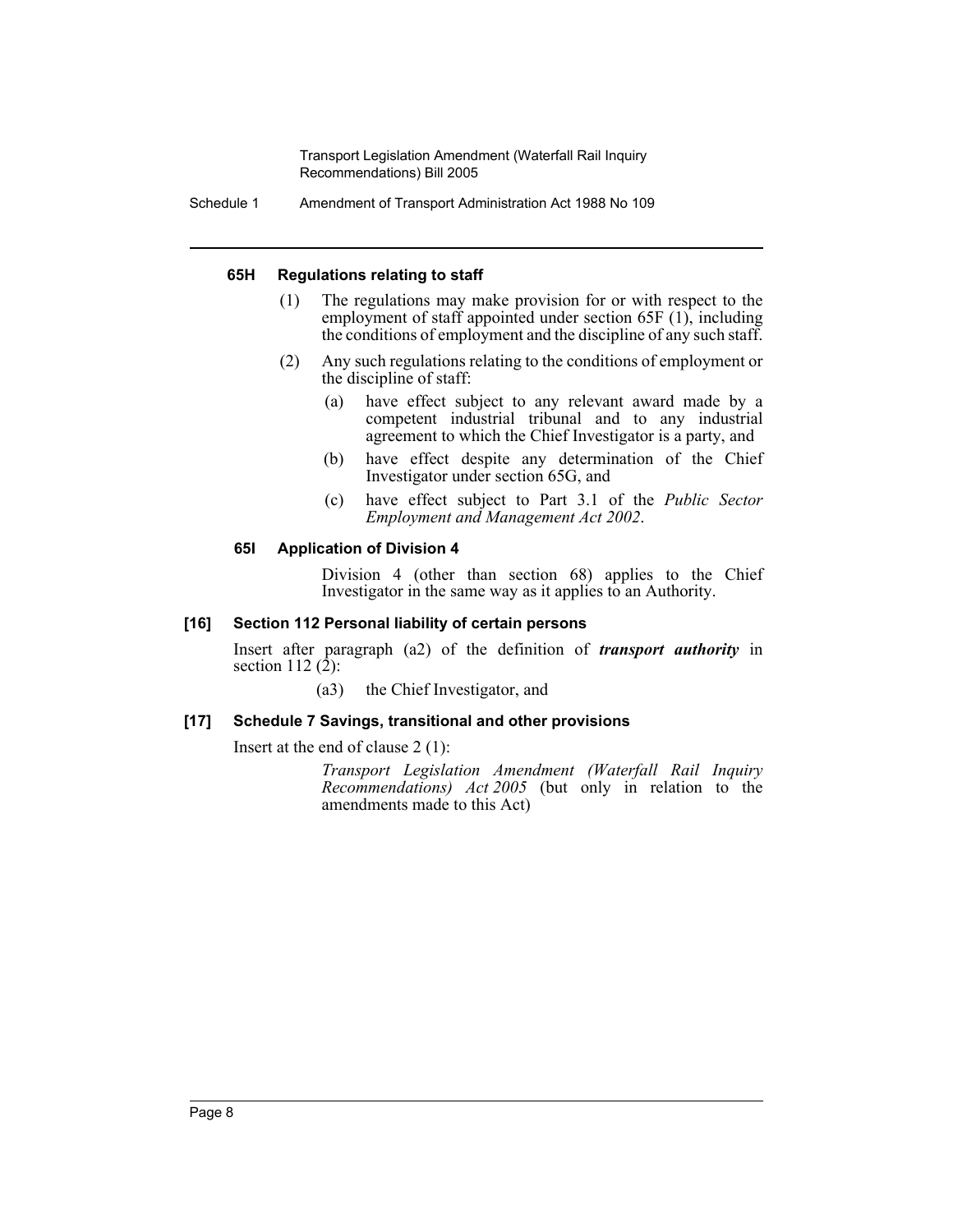#### 65H Regulations relating to staff

(1) The regulations may make provision for or with respect to the employment of staff appointed under section 65F (1), including the conditions of employment and the discipline of any such staff.

(2) Any such regulations relating to the conditions of employment or the discipline of staff:

(a) have effect subject to any relevant award made by a competent industrial tribunal and to any industrial agreement to which the Chief Investigator is a party, and

(b) have effect despite any determination of the Chief Investigator under section 65G, and

(c) have effect subject to Part 3.1 of the *Public Sector Employment and Management Act 2002*.

#### 65I Application of Division 4

Division 4 (other than section 68) applies to the Chief Investigator in the same way as it applies to an Authority.

### [16] Section 112 Personal liability of certain persons

Insert after paragraph (a2) of the definition of ***transport authority*** in section 112 (2):

(a3) the Chief Investigator, and

### [17] Schedule 7 Savings, transitional and other provisions

Insert at the end of clause 2 (1):

*Transport Legislation Amendment (Waterfall Rail Inquiry Recommendations) Act 2005* (but only in relation to the amendments made to this Act)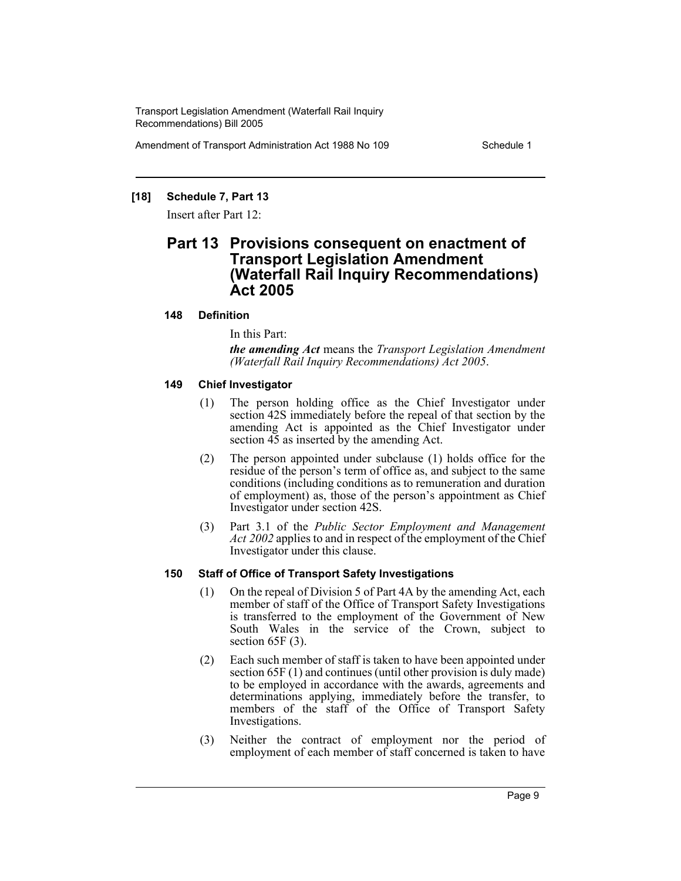**[18] Schedule 7, Part 13**

Insert after Part 12:

# Part 13 Provisions consequent on enactment of Transport Legislation Amendment (Waterfall Rail Inquiry Recommendations) Act 2005

### 148 Definition

In this Part:

***the amending Act*** means the *Transport Legislation Amendment (Waterfall Rail Inquiry Recommendations) Act 2005*.

### 149 Chief Investigator

(1) The person holding office as the Chief Investigator under section 42S immediately before the repeal of that section by the amending Act is appointed as the Chief Investigator under section 45 as inserted by the amending Act.

(2) The person appointed under subclause (1) holds office for the residue of the person's term of office as, and subject to the same conditions (including conditions as to remuneration and duration of employment) as, those of the person's appointment as Chief Investigator under section 42S.

(3) Part 3.1 of the *Public Sector Employment and Management Act 2002* applies to and in respect of the employment of the Chief Investigator under this clause.

### 150 Staff of Office of Transport Safety Investigations

(1) On the repeal of Division 5 of Part 4A by the amending Act, each member of staff of the Office of Transport Safety Investigations is transferred to the employment of the Government of New South Wales in the service of the Crown, subject to section 65F (3).

(2) Each such member of staff is taken to have been appointed under section 65F (1) and continues (until other provision is duly made) to be employed in accordance with the awards, agreements and determinations applying, immediately before the transfer, to members of the staff of the Office of Transport Safety Investigations.

(3) Neither the contract of employment nor the period of employment of each member of staff concerned is taken to have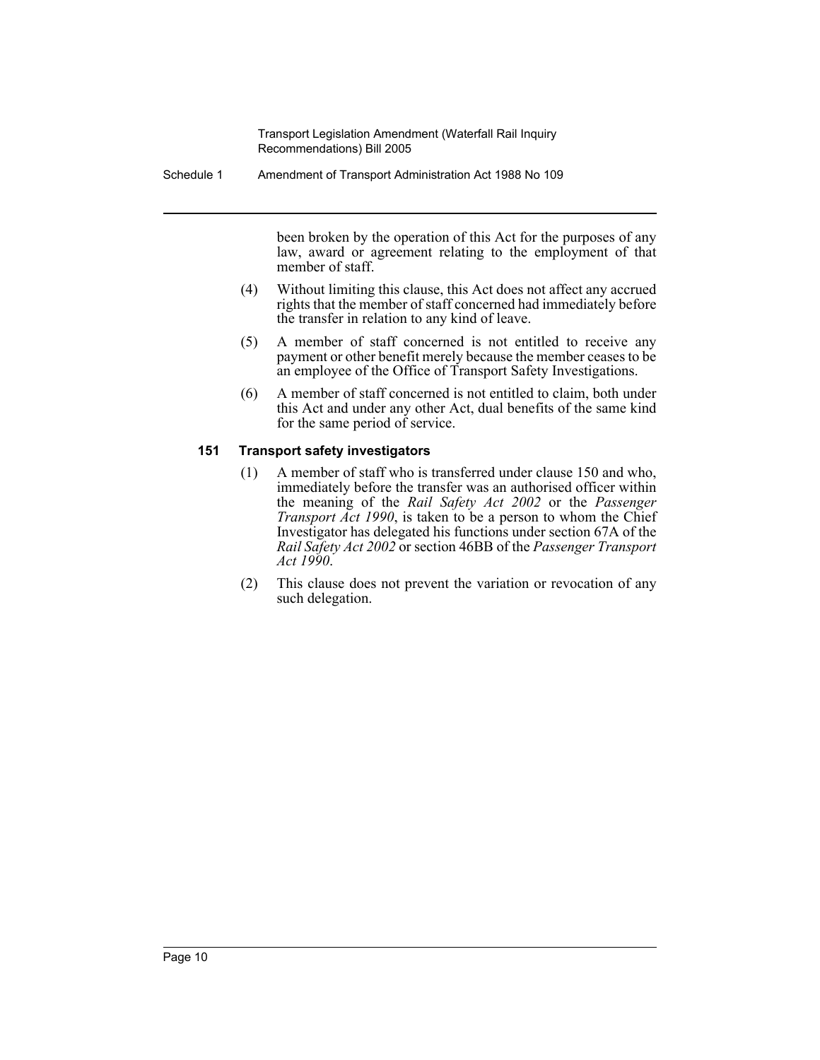been broken by the operation of this Act for the purposes of any law, award or agreement relating to the employment of that member of staff.

(4) Without limiting this clause, this Act does not affect any accrued rights that the member of staff concerned had immediately before the transfer in relation to any kind of leave.

(5) A member of staff concerned is not entitled to receive any payment or other benefit merely because the member ceases to be an employee of the Office of Transport Safety Investigations.

(6) A member of staff concerned is not entitled to claim, both under this Act and under any other Act, dual benefits of the same kind for the same period of service.

#### 151 Transport safety investigators

(1) A member of staff who is transferred under clause 150 and who, immediately before the transfer was an authorised officer within the meaning of the *Rail Safety Act 2002* or the *Passenger Transport Act 1990*, is taken to be a person to whom the Chief Investigator has delegated his functions under section 67A of the *Rail Safety Act 2002* or section 46BB of the *Passenger Transport Act 1990*.

(2) This clause does not prevent the variation or revocation of any such delegation.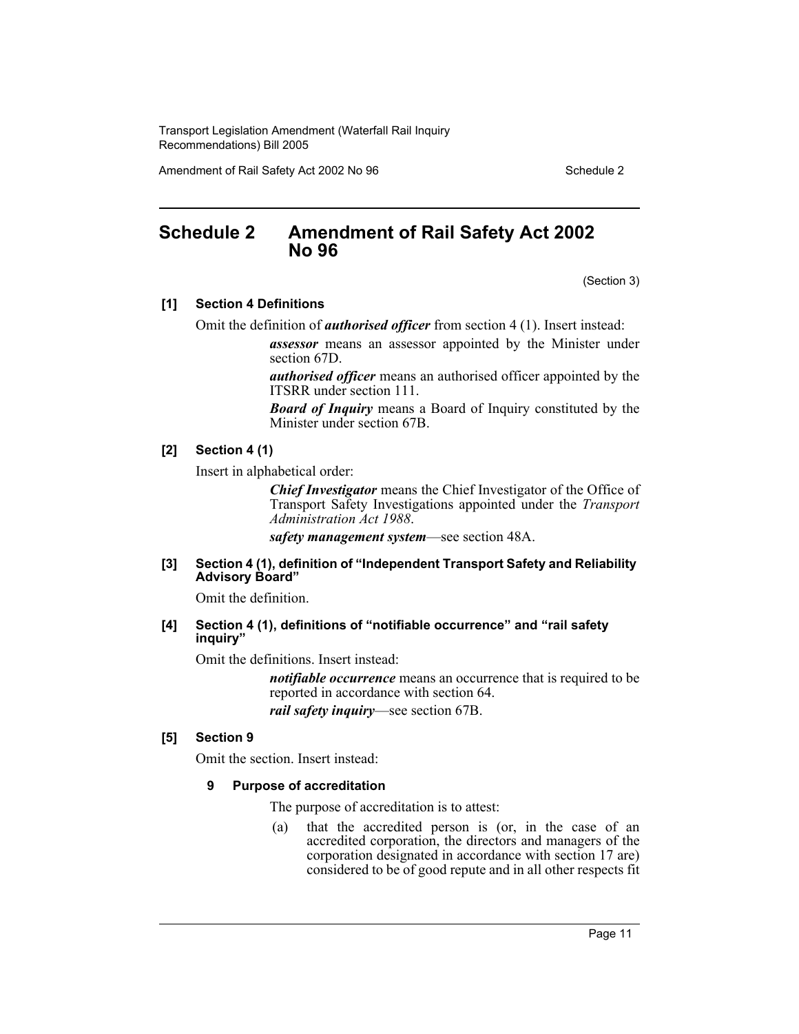## Schedule 2 Amendment of Rail Safety Act 2002 No 96

(Section 3)

**[1] Section 4 Definitions**

Omit the definition of ***authorised officer*** from section 4 (1). Insert instead:

> ***assessor*** means an assessor appointed by the Minister under section 67D.
>
> ***authorised officer*** means an authorised officer appointed by the ITSRR under section 111.
>
> ***Board of Inquiry*** means a Board of Inquiry constituted by the Minister under section 67B.

**[2] Section 4 (1)**

Insert in alphabetical order:

> ***Chief Investigator*** means the Chief Investigator of the Office of Transport Safety Investigations appointed under the *Transport Administration Act 1988*.
>
> ***safety management system***—see section 48A.

**[3] Section 4 (1), definition of "Independent Transport Safety and Reliability Advisory Board"**

Omit the definition.

**[4] Section 4 (1), definitions of "notifiable occurrence" and "rail safety inquiry"**

Omit the definitions. Insert instead:

> ***notifiable occurrence*** means an occurrence that is required to be reported in accordance with section 64.
>
> ***rail safety inquiry***—see section 67B.

**[5] Section 9**

Omit the section. Insert instead:

> **9 Purpose of accreditation**
>
> The purpose of accreditation is to attest:
>
> (a) that the accredited person is (or, in the case of an accredited corporation, the directors and managers of the corporation designated in accordance with section 17 are) considered to be of good repute and in all other respects fit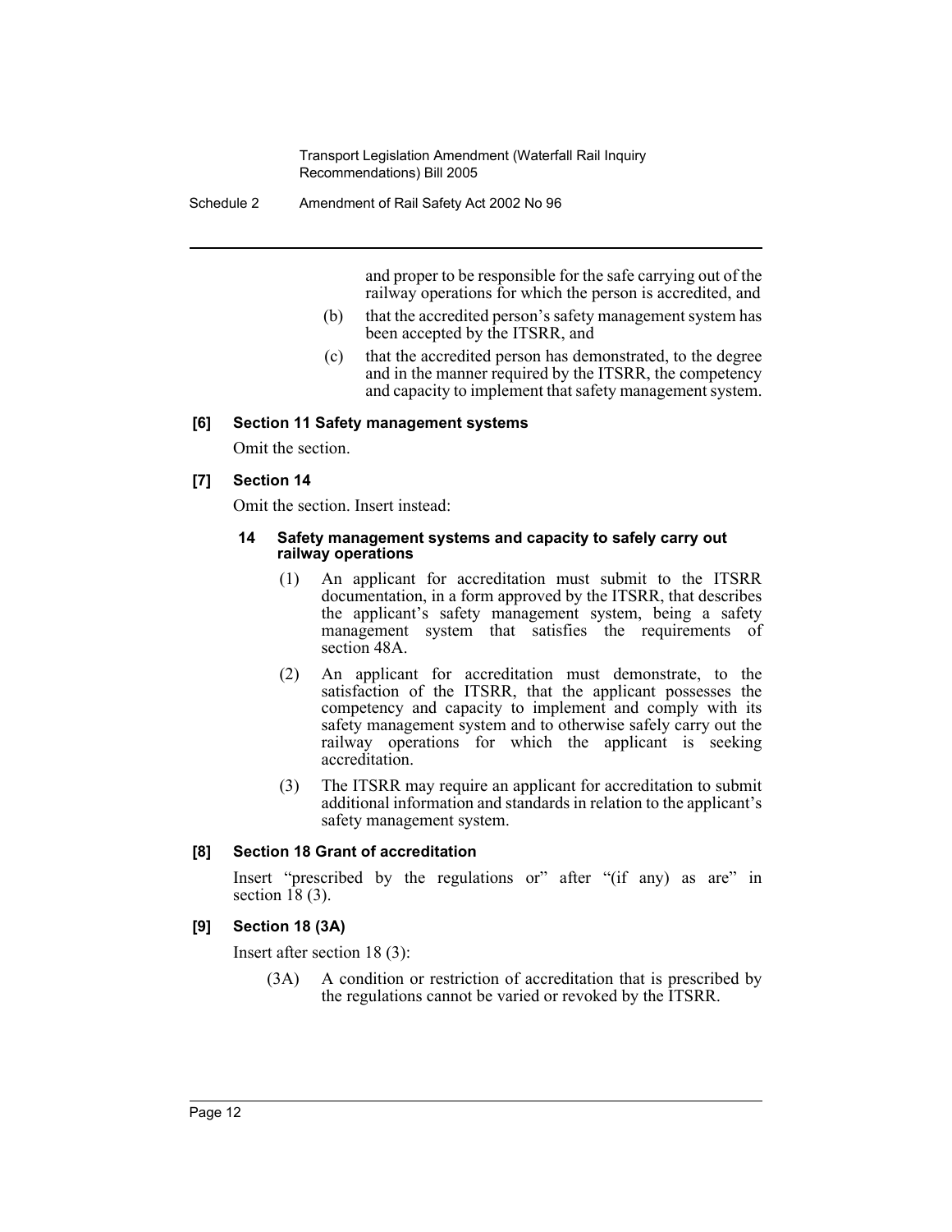and proper to be responsible for the safe carrying out of the railway operations for which the person is accredited, and

(b) that the accredited person's safety management system has been accepted by the ITSRR, and

(c) that the accredited person has demonstrated, to the degree and in the manner required by the ITSRR, the competency and capacity to implement that safety management system.

**[6] Section 11 Safety management systems**

Omit the section.

**[7] Section 14**

Omit the section. Insert instead:

**14 Safety management systems and capacity to safely carry out railway operations**

(1) An applicant for accreditation must submit to the ITSRR documentation, in a form approved by the ITSRR, that describes the applicant's safety management system, being a safety management system that satisfies the requirements of section 48A.

(2) An applicant for accreditation must demonstrate, to the satisfaction of the ITSRR, that the applicant possesses the competency and capacity to implement and comply with its safety management system and to otherwise safely carry out the railway operations for which the applicant is seeking accreditation.

(3) The ITSRR may require an applicant for accreditation to submit additional information and standards in relation to the applicant's safety management system.

**[8] Section 18 Grant of accreditation**

Insert "prescribed by the regulations or" after "(if any) as are" in section 18 (3).

**[9] Section 18 (3A)**

Insert after section 18 (3):

(3A) A condition or restriction of accreditation that is prescribed by the regulations cannot be varied or revoked by the ITSRR.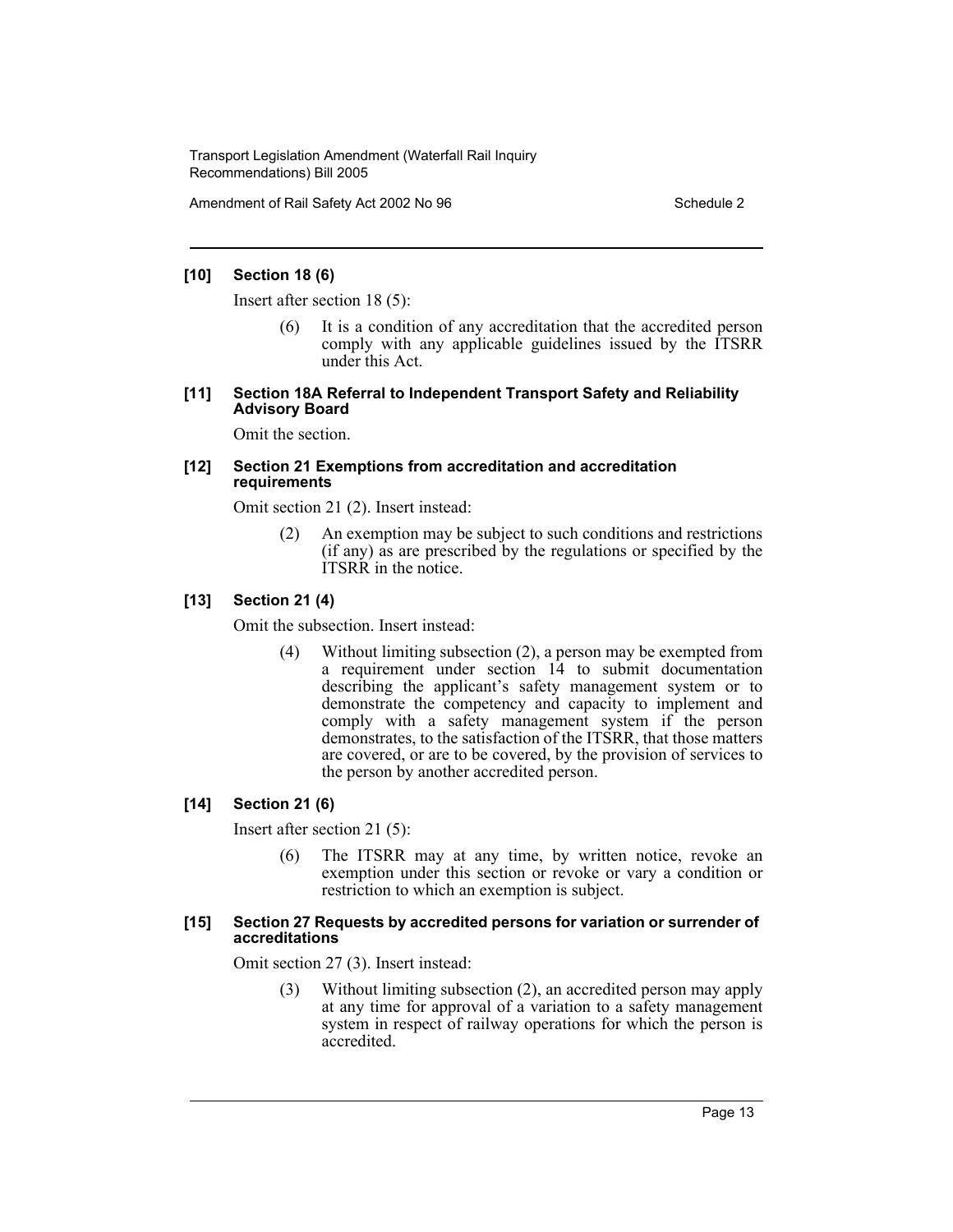#### [10] Section 18 (6)

Insert after section 18 (5):

> (6) It is a condition of any accreditation that the accredited person comply with any applicable guidelines issued by the ITSRR under this Act.

#### [11] Section 18A Referral to Independent Transport Safety and Reliability Advisory Board

Omit the section.

#### [12] Section 21 Exemptions from accreditation and accreditation requirements

Omit section 21 (2). Insert instead:

> (2) An exemption may be subject to such conditions and restrictions (if any) as are prescribed by the regulations or specified by the ITSRR in the notice.

#### [13] Section 21 (4)

Omit the subsection. Insert instead:

> (4) Without limiting subsection (2), a person may be exempted from a requirement under section 14 to submit documentation describing the applicant's safety management system or to demonstrate the competency and capacity to implement and comply with a safety management system if the person demonstrates, to the satisfaction of the ITSRR, that those matters are covered, or are to be covered, by the provision of services to the person by another accredited person.

#### [14] Section 21 (6)

Insert after section 21 (5):

> (6) The ITSRR may at any time, by written notice, revoke an exemption under this section or revoke or vary a condition or restriction to which an exemption is subject.

#### [15] Section 27 Requests by accredited persons for variation or surrender of accreditations

Omit section 27 (3). Insert instead:

> (3) Without limiting subsection (2), an accredited person may apply at any time for approval of a variation to a safety management system in respect of railway operations for which the person is accredited.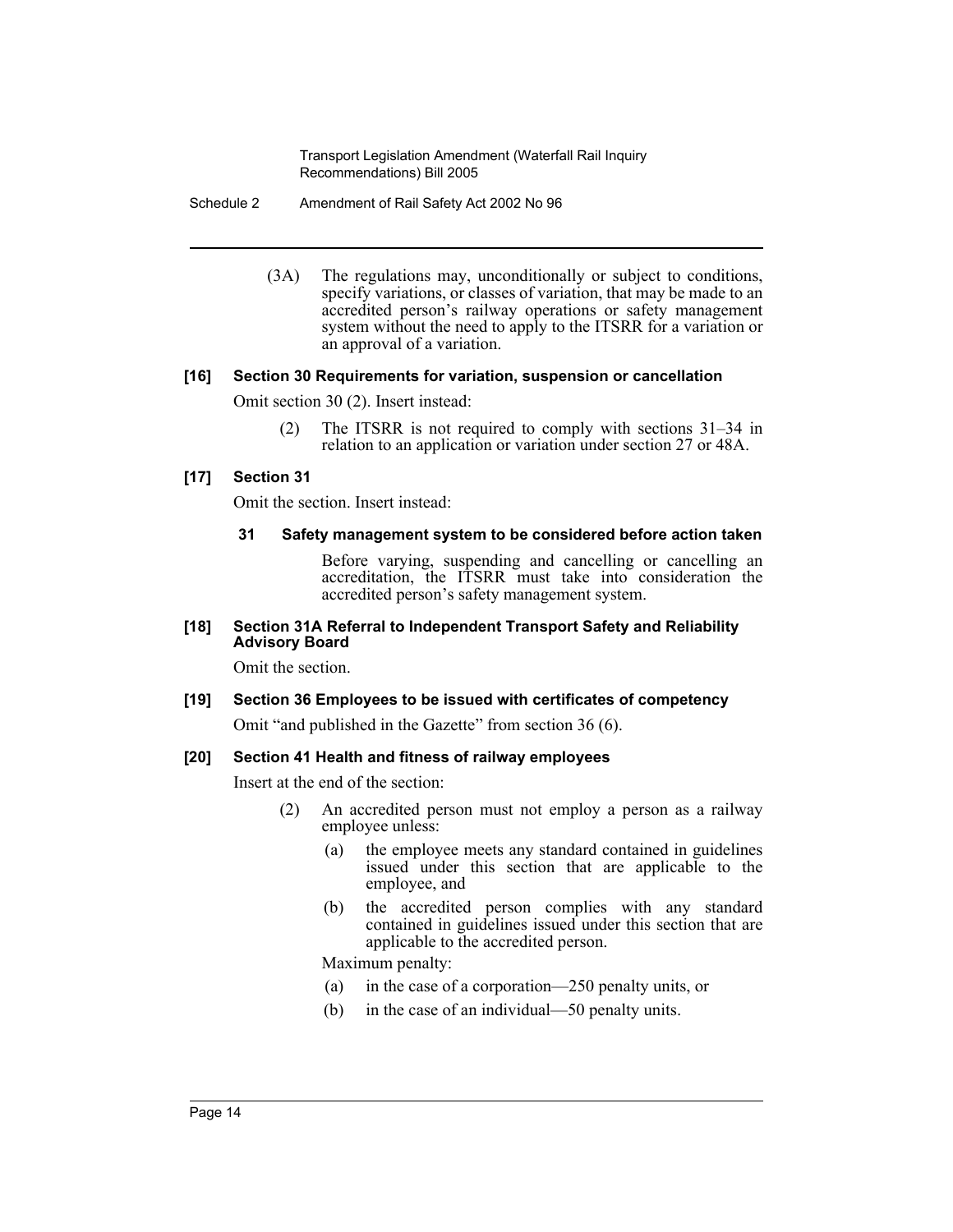(3A) The regulations may, unconditionally or subject to conditions, specify variations, or classes of variation, that may be made to an accredited person's railway operations or safety management system without the need to apply to the ITSRR for a variation or an approval of a variation.

#### [16] Section 30 Requirements for variation, suspension or cancellation

Omit section 30 (2). Insert instead:

> (2) The ITSRR is not required to comply with sections 31–34 in relation to an application or variation under section 27 or 48A.

#### [17] Section 31

Omit the section. Insert instead:

> **31 Safety management system to be considered before action taken**
>
> Before varying, suspending and cancelling or cancelling an accreditation, the ITSRR must take into consideration the accredited person's safety management system.

#### [18] Section 31A Referral to Independent Transport Safety and Reliability Advisory Board

Omit the section.

#### [19] Section 36 Employees to be issued with certificates of competency

Omit "and published in the Gazette" from section 36 (6).

#### [20] Section 41 Health and fitness of railway employees

Insert at the end of the section:

> (2) An accredited person must not employ a person as a railway employee unless:
>
> (a) the employee meets any standard contained in guidelines issued under this section that are applicable to the employee, and
>
> (b) the accredited person complies with any standard contained in guidelines issued under this section that are applicable to the accredited person.
>
> Maximum penalty:
>
> (a) in the case of a corporation—250 penalty units, or
>
> (b) in the case of an individual—50 penalty units.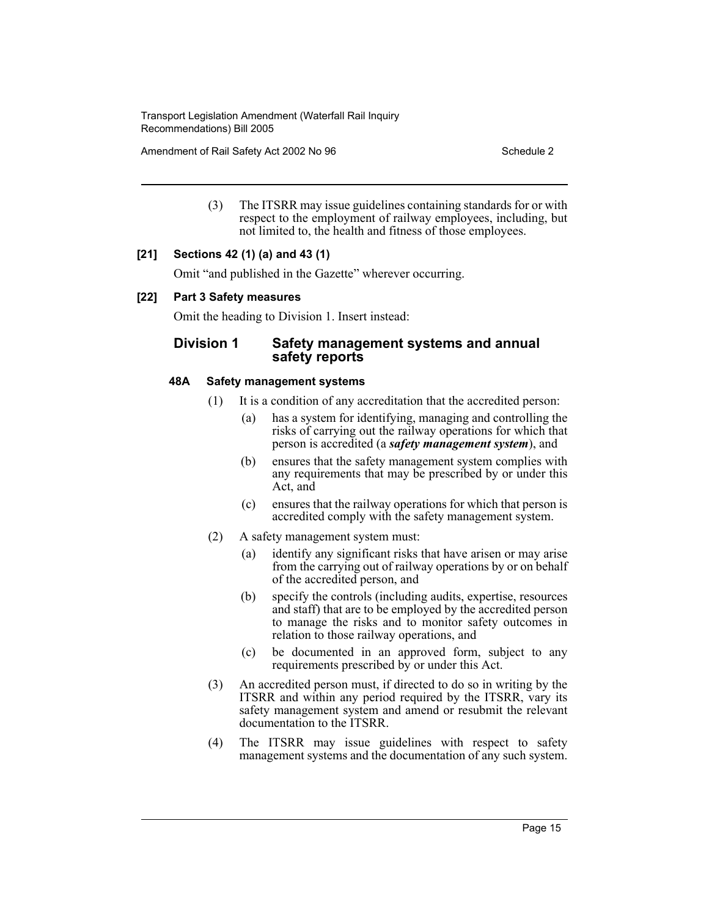(3) The ITSRR may issue guidelines containing standards for or with respect to the employment of railway employees, including, but not limited to, the health and fitness of those employees.

**[21] Sections 42 (1) (a) and 43 (1)**

Omit "and published in the Gazette" wherever occurring.

**[22] Part 3 Safety measures**

Omit the heading to Division 1. Insert instead:

## Division 1 Safety management systems and annual safety reports

### 48A Safety management systems

(1) It is a condition of any accreditation that the accredited person:

(a) has a system for identifying, managing and controlling the risks of carrying out the railway operations for which that person is accredited (a ***safety management system***), and

(b) ensures that the safety management system complies with any requirements that may be prescribed by or under this Act, and

(c) ensures that the railway operations for which that person is accredited comply with the safety management system.

(2) A safety management system must:

(a) identify any significant risks that have arisen or may arise from the carrying out of railway operations by or on behalf of the accredited person, and

(b) specify the controls (including audits, expertise, resources and staff) that are to be employed by the accredited person to manage the risks and to monitor safety outcomes in relation to those railway operations, and

(c) be documented in an approved form, subject to any requirements prescribed by or under this Act.

(3) An accredited person must, if directed to do so in writing by the ITSRR and within any period required by the ITSRR, vary its safety management system and amend or resubmit the relevant documentation to the ITSRR.

(4) The ITSRR may issue guidelines with respect to safety management systems and the documentation of any such system.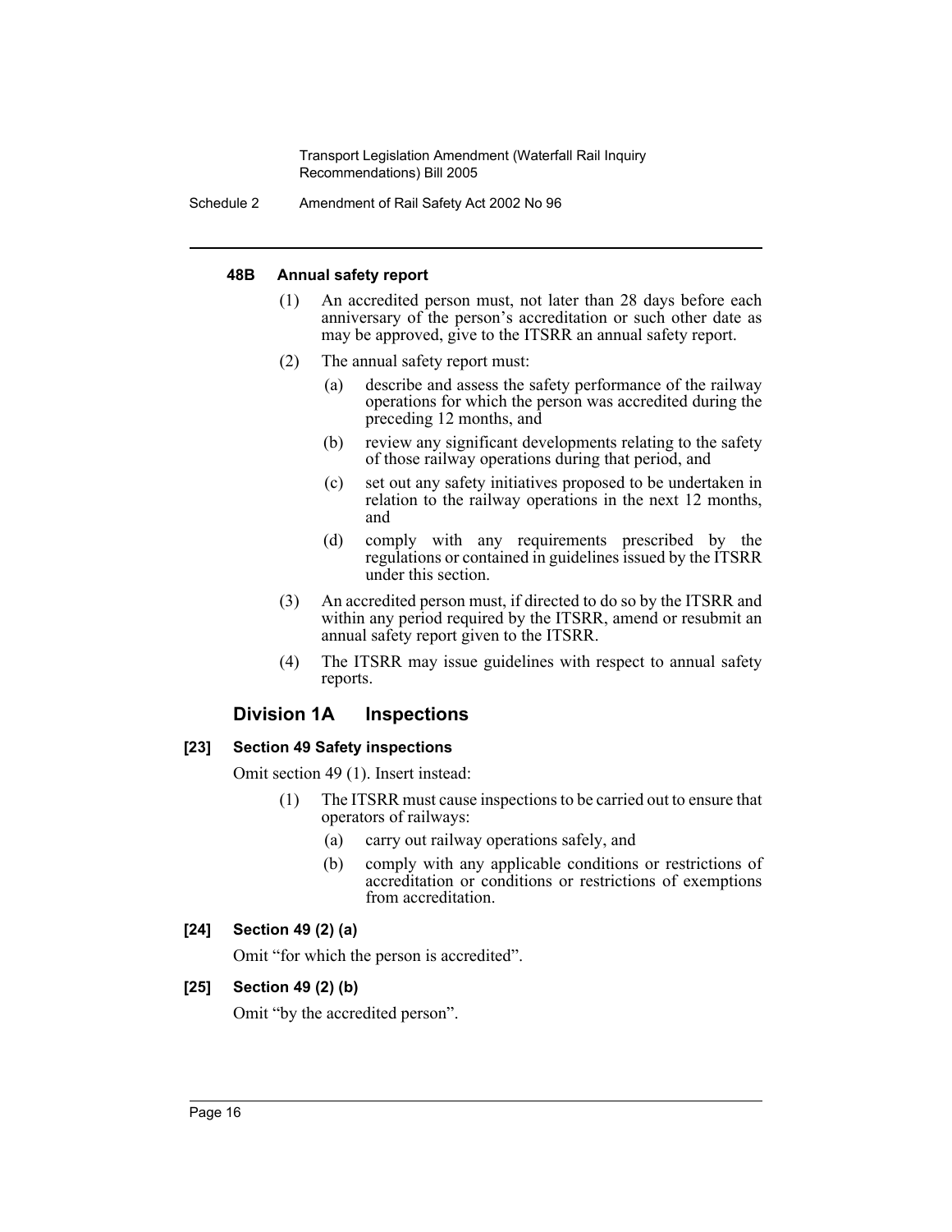#### 48B Annual safety report

(1) An accredited person must, not later than 28 days before each anniversary of the person's accreditation or such other date as may be approved, give to the ITSRR an annual safety report.

(2) The annual safety report must:

(a) describe and assess the safety performance of the railway operations for which the person was accredited during the preceding 12 months, and

(b) review any significant developments relating to the safety of those railway operations during that period, and

(c) set out any safety initiatives proposed to be undertaken in relation to the railway operations in the next 12 months, and

(d) comply with any requirements prescribed by the regulations or contained in guidelines issued by the ITSRR under this section.

(3) An accredited person must, if directed to do so by the ITSRR and within any period required by the ITSRR, amend or resubmit an annual safety report given to the ITSRR.

(4) The ITSRR may issue guidelines with respect to annual safety reports.

### Division 1A Inspections

#### [23] Section 49 Safety inspections

Omit section 49 (1). Insert instead:

(1) The ITSRR must cause inspections to be carried out to ensure that operators of railways:

(a) carry out railway operations safely, and

(b) comply with any applicable conditions or restrictions of accreditation or conditions or restrictions of exemptions from accreditation.

#### [24] Section 49 (2) (a)

Omit "for which the person is accredited".

#### [25] Section 49 (2) (b)

Omit "by the accredited person".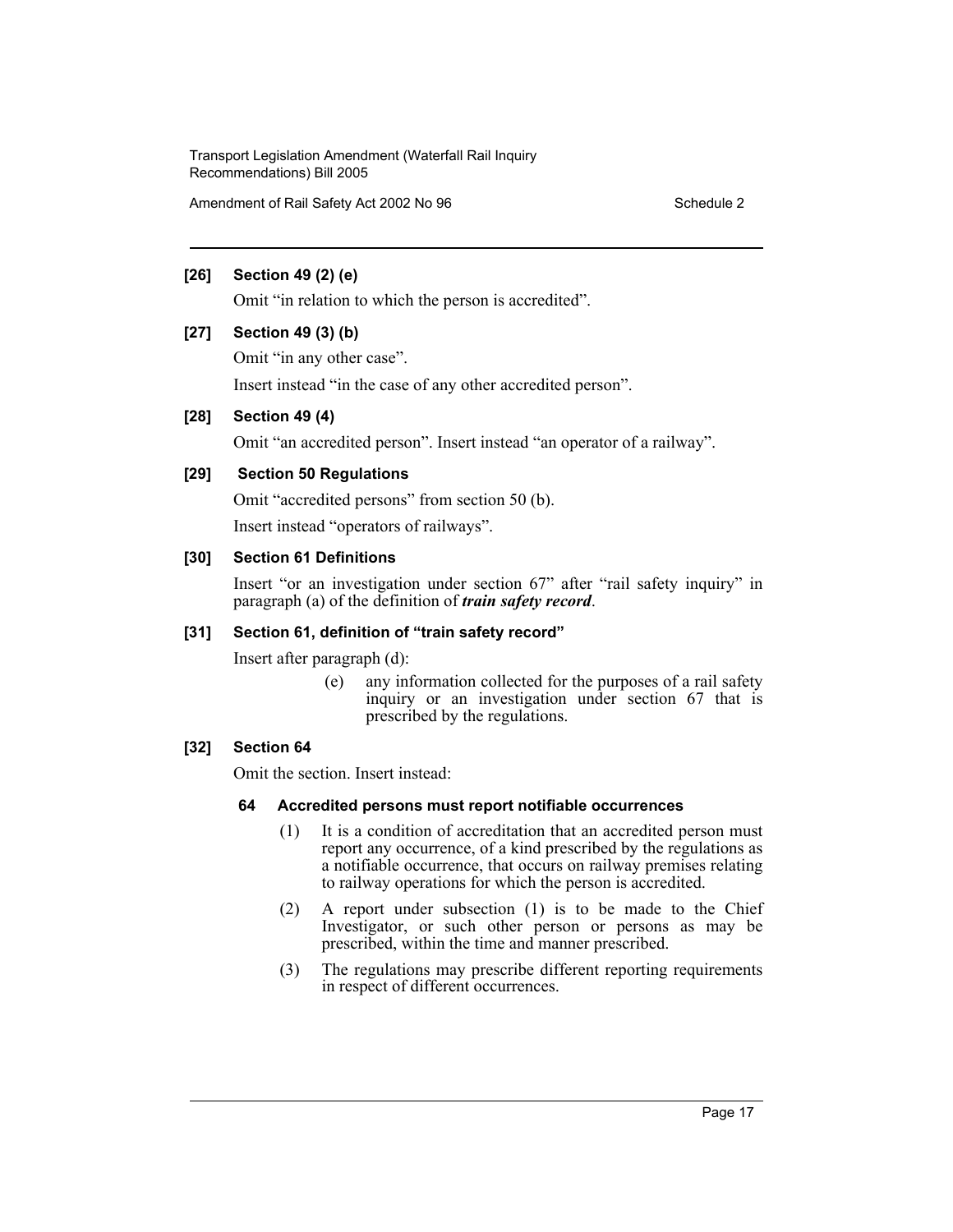### [26] Section 49 (2) (e)

Omit “in relation to which the person is accredited”.

### [27] Section 49 (3) (b)

Omit “in any other case”.

Insert instead “in the case of any other accredited person”.

### [28] Section 49 (4)

Omit “an accredited person”. Insert instead “an operator of a railway”.

### [29] Section 50 Regulations

Omit “accredited persons” from section 50 (b).

Insert instead “operators of railways”.

### [30] Section 61 Definitions

Insert “or an investigation under section 67” after “rail safety inquiry” in paragraph (a) of the definition of ***train safety record***.

### [31] Section 61, definition of “train safety record”

Insert after paragraph (d):

> (e) any information collected for the purposes of a rail safety inquiry or an investigation under section 67 that is prescribed by the regulations.

### [32] Section 64

Omit the section. Insert instead:

#### 64 Accredited persons must report notifiable occurrences

(1) It is a condition of accreditation that an accredited person must report any occurrence, of a kind prescribed by the regulations as a notifiable occurrence, that occurs on railway premises relating to railway operations for which the person is accredited.

(2) A report under subsection (1) is to be made to the Chief Investigator, or such other person or persons as may be prescribed, within the time and manner prescribed.

(3) The regulations may prescribe different reporting requirements in respect of different occurrences.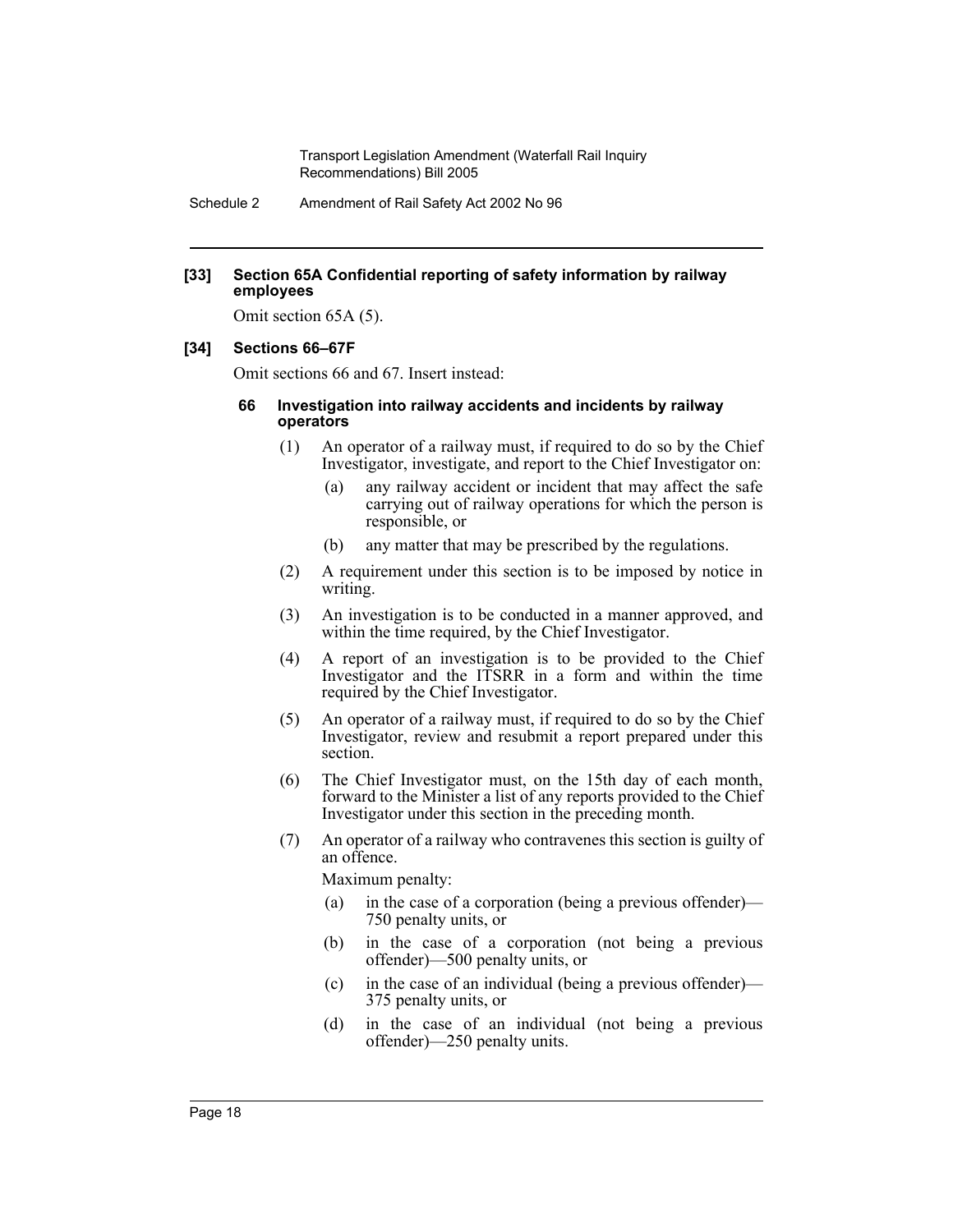**[33] Section 65A Confidential reporting of safety information by railway employees**

Omit section 65A (5).

**[34] Sections 66–67F**

Omit sections 66 and 67. Insert instead:

**66 Investigation into railway accidents and incidents by railway operators**

(1) An operator of a railway must, if required to do so by the Chief Investigator, investigate, and report to the Chief Investigator on:

- (a) any railway accident or incident that may affect the safe carrying out of railway operations for which the person is responsible, or
- (b) any matter that may be prescribed by the regulations.

(2) A requirement under this section is to be imposed by notice in writing.

(3) An investigation is to be conducted in a manner approved, and within the time required, by the Chief Investigator.

(4) A report of an investigation is to be provided to the Chief Investigator and the ITSRR in a form and within the time required by the Chief Investigator.

(5) An operator of a railway must, if required to do so by the Chief Investigator, review and resubmit a report prepared under this section.

(6) The Chief Investigator must, on the 15th day of each month, forward to the Minister a list of any reports provided to the Chief Investigator under this section in the preceding month.

(7) An operator of a railway who contravenes this section is guilty of an offence.

Maximum penalty:

- (a) in the case of a corporation (being a previous offender)—750 penalty units, or
- (b) in the case of a corporation (not being a previous offender)—500 penalty units, or
- (c) in the case of an individual (being a previous offender)—375 penalty units, or
- (d) in the case of an individual (not being a previous offender)—250 penalty units.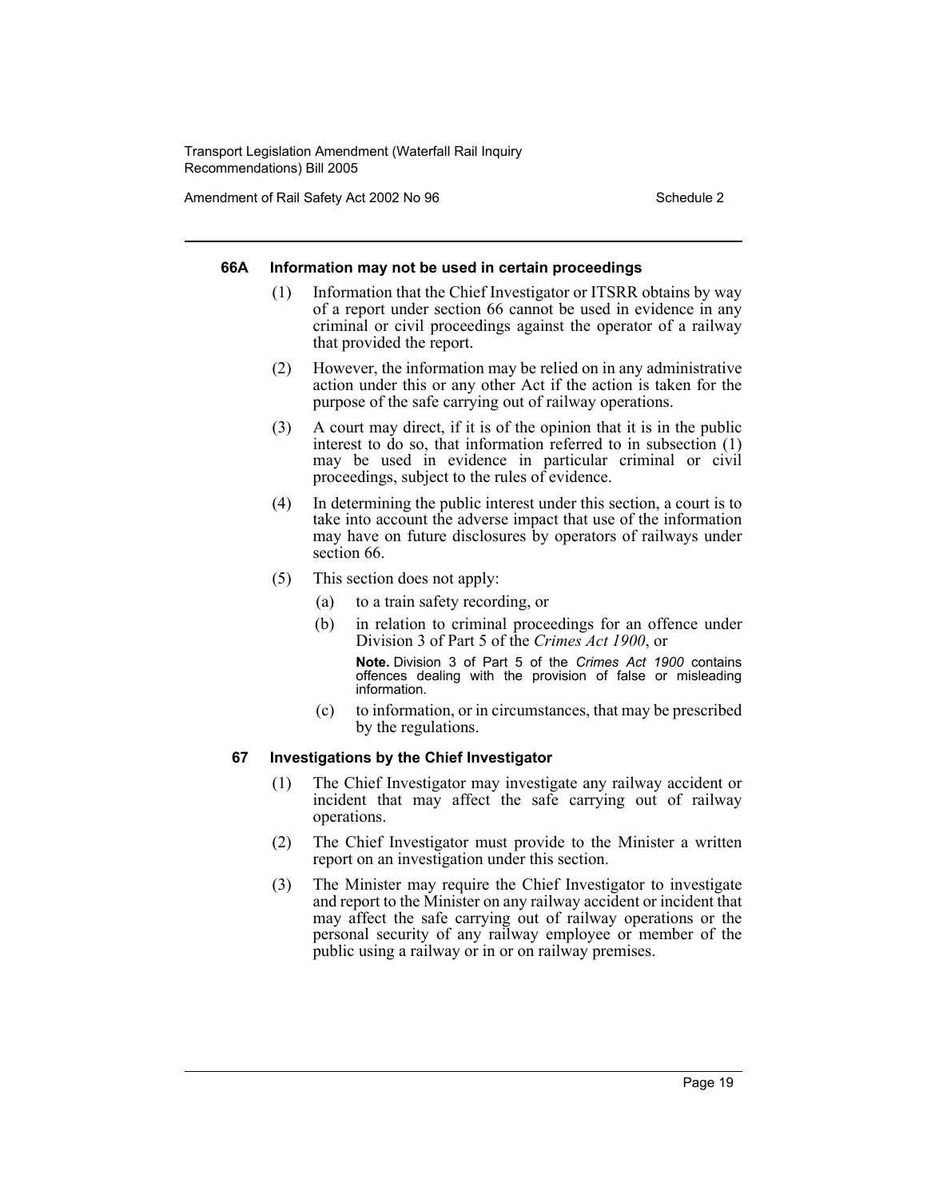#### 66A Information may not be used in certain proceedings

(1) Information that the Chief Investigator or ITSRR obtains by way of a report under section 66 cannot be used in evidence in any criminal or civil proceedings against the operator of a railway that provided the report.

(2) However, the information may be relied on in any administrative action under this or any other Act if the action is taken for the purpose of the safe carrying out of railway operations.

(3) A court may direct, if it is of the opinion that it is in the public interest to do so, that information referred to in subsection (1) may be used in evidence in particular criminal or civil proceedings, subject to the rules of evidence.

(4) In determining the public interest under this section, a court is to take into account the adverse impact that use of the information may have on future disclosures by operators of railways under section 66.

(5) This section does not apply:

(a) to a train safety recording, or

(b) in relation to criminal proceedings for an offence under Division 3 of Part 5 of the *Crimes Act 1900*, or

**Note.** Division 3 of Part 5 of the *Crimes Act 1900* contains offences dealing with the provision of false or misleading information.

(c) to information, or in circumstances, that may be prescribed by the regulations.

#### 67 Investigations by the Chief Investigator

(1) The Chief Investigator may investigate any railway accident or incident that may affect the safe carrying out of railway operations.

(2) The Chief Investigator must provide to the Minister a written report on an investigation under this section.

(3) The Minister may require the Chief Investigator to investigate and report to the Minister on any railway accident or incident that may affect the safe carrying out of railway operations or the personal security of any railway employee or member of the public using a railway or in or on railway premises.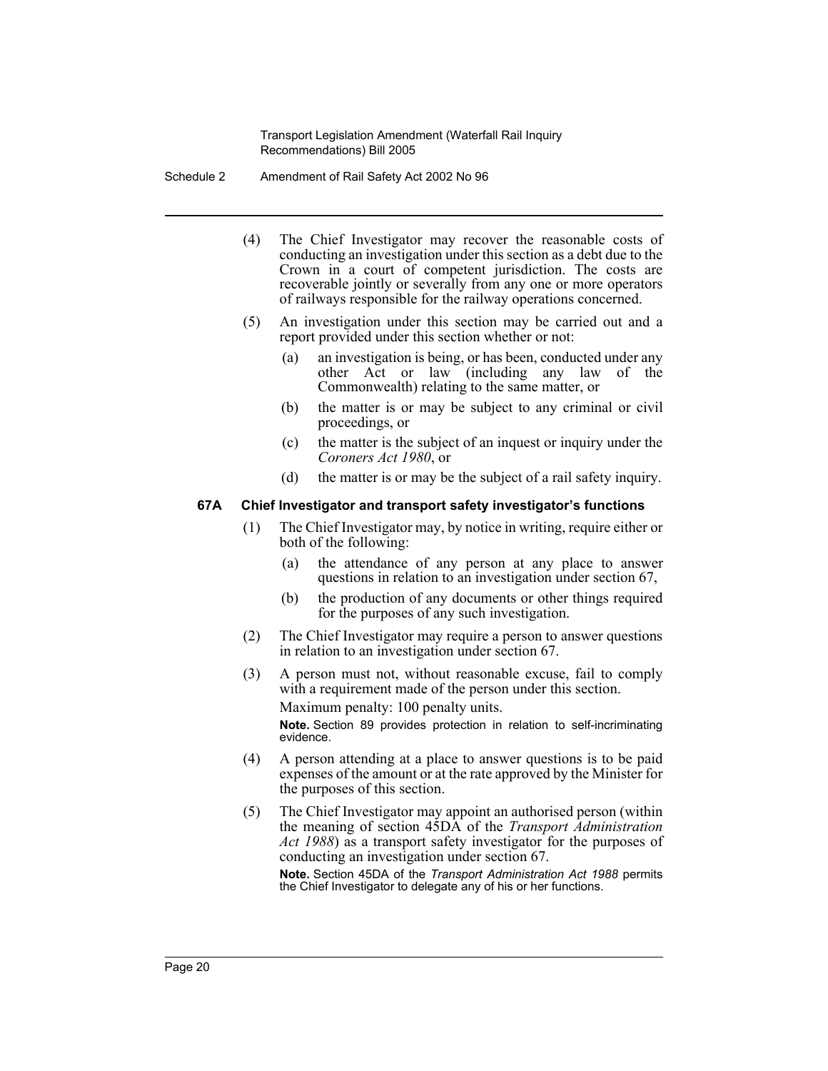(4) The Chief Investigator may recover the reasonable costs of conducting an investigation under this section as a debt due to the Crown in a court of competent jurisdiction. The costs are recoverable jointly or severally from any one or more operators of railways responsible for the railway operations concerned.

(5) An investigation under this section may be carried out and a report provided under this section whether or not:

(a) an investigation is being, or has been, conducted under any other Act or law (including any law of the Commonwealth) relating to the same matter, or

(b) the matter is or may be subject to any criminal or civil proceedings, or

(c) the matter is the subject of an inquest or inquiry under the *Coroners Act 1980*, or

(d) the matter is or may be the subject of a rail safety inquiry.

### 67A Chief Investigator and transport safety investigator's functions

(1) The Chief Investigator may, by notice in writing, require either or both of the following:

(a) the attendance of any person at any place to answer questions in relation to an investigation under section 67,

(b) the production of any documents or other things required for the purposes of any such investigation.

(2) The Chief Investigator may require a person to answer questions in relation to an investigation under section 67.

(3) A person must not, without reasonable excuse, fail to comply with a requirement made of the person under this section.

Maximum penalty: 100 penalty units.

**Note.** Section 89 provides protection in relation to self-incriminating evidence.

(4) A person attending at a place to answer questions is to be paid expenses of the amount or at the rate approved by the Minister for the purposes of this section.

(5) The Chief Investigator may appoint an authorised person (within the meaning of section 45DA of the *Transport Administration Act 1988*) as a transport safety investigator for the purposes of conducting an investigation under section 67.

**Note.** Section 45DA of the *Transport Administration Act 1988* permits the Chief Investigator to delegate any of his or her functions.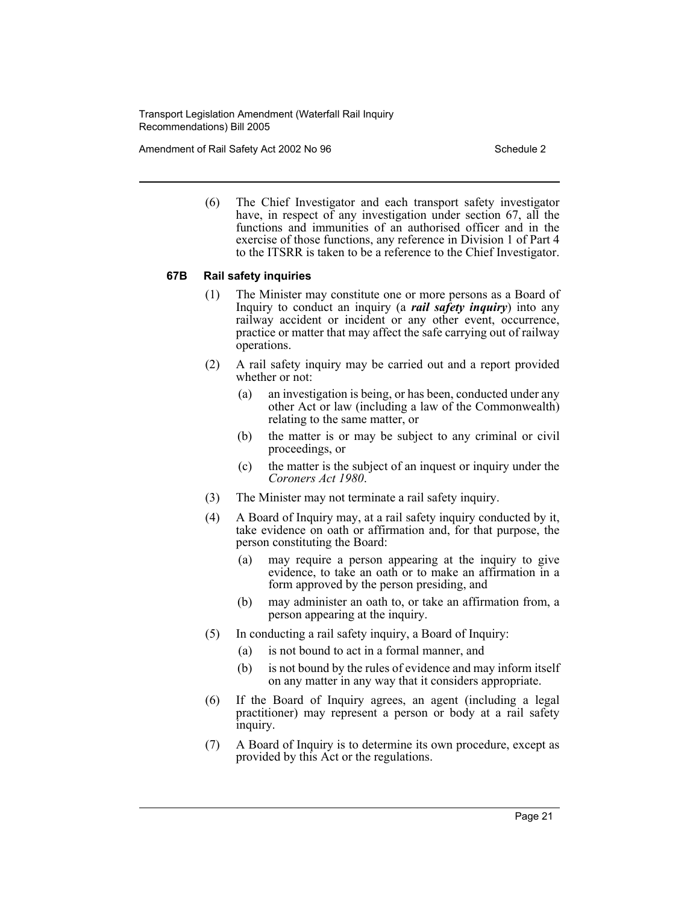(6) The Chief Investigator and each transport safety investigator have, in respect of any investigation under section 67, all the functions and immunities of an authorised officer and in the exercise of those functions, any reference in Division 1 of Part 4 to the ITSRR is taken to be a reference to the Chief Investigator.

**67B Rail safety inquiries**

(1) The Minister may constitute one or more persons as a Board of Inquiry to conduct an inquiry (a ***rail safety inquiry***) into any railway accident or incident or any other event, occurrence, practice or matter that may affect the safe carrying out of railway operations.

(2) A rail safety inquiry may be carried out and a report provided whether or not:

(a) an investigation is being, or has been, conducted under any other Act or law (including a law of the Commonwealth) relating to the same matter, or

(b) the matter is or may be subject to any criminal or civil proceedings, or

(c) the matter is the subject of an inquest or inquiry under the *Coroners Act 1980*.

(3) The Minister may not terminate a rail safety inquiry.

(4) A Board of Inquiry may, at a rail safety inquiry conducted by it, take evidence on oath or affirmation and, for that purpose, the person constituting the Board:

(a) may require a person appearing at the inquiry to give evidence, to take an oath or to make an affirmation in a form approved by the person presiding, and

(b) may administer an oath to, or take an affirmation from, a person appearing at the inquiry.

(5) In conducting a rail safety inquiry, a Board of Inquiry:

(a) is not bound to act in a formal manner, and

(b) is not bound by the rules of evidence and may inform itself on any matter in any way that it considers appropriate.

(6) If the Board of Inquiry agrees, an agent (including a legal practitioner) may represent a person or body at a rail safety inquiry.

(7) A Board of Inquiry is to determine its own procedure, except as provided by this Act or the regulations.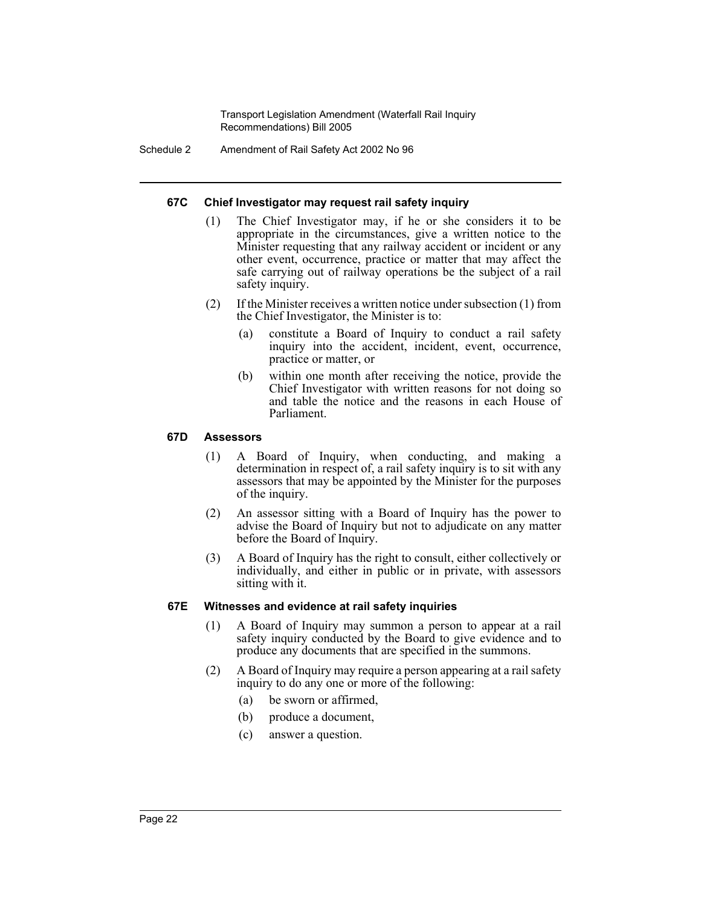#### 67C Chief Investigator may request rail safety inquiry

(1) The Chief Investigator may, if he or she considers it to be appropriate in the circumstances, give a written notice to the Minister requesting that any railway accident or incident or any other event, occurrence, practice or matter that may affect the safe carrying out of railway operations be the subject of a rail safety inquiry.

(2) If the Minister receives a written notice under subsection (1) from the Chief Investigator, the Minister is to:

(a) constitute a Board of Inquiry to conduct a rail safety inquiry into the accident, incident, event, occurrence, practice or matter, or

(b) within one month after receiving the notice, provide the Chief Investigator with written reasons for not doing so and table the notice and the reasons in each House of Parliament.

#### 67D Assessors

(1) A Board of Inquiry, when conducting, and making a determination in respect of, a rail safety inquiry is to sit with any assessors that may be appointed by the Minister for the purposes of the inquiry.

(2) An assessor sitting with a Board of Inquiry has the power to advise the Board of Inquiry but not to adjudicate on any matter before the Board of Inquiry.

(3) A Board of Inquiry has the right to consult, either collectively or individually, and either in public or in private, with assessors sitting with it.

#### 67E Witnesses and evidence at rail safety inquiries

(1) A Board of Inquiry may summon a person to appear at a rail safety inquiry conducted by the Board to give evidence and to produce any documents that are specified in the summons.

(2) A Board of Inquiry may require a person appearing at a rail safety inquiry to do any one or more of the following:

(a) be sworn or affirmed,

(b) produce a document,

(c) answer a question.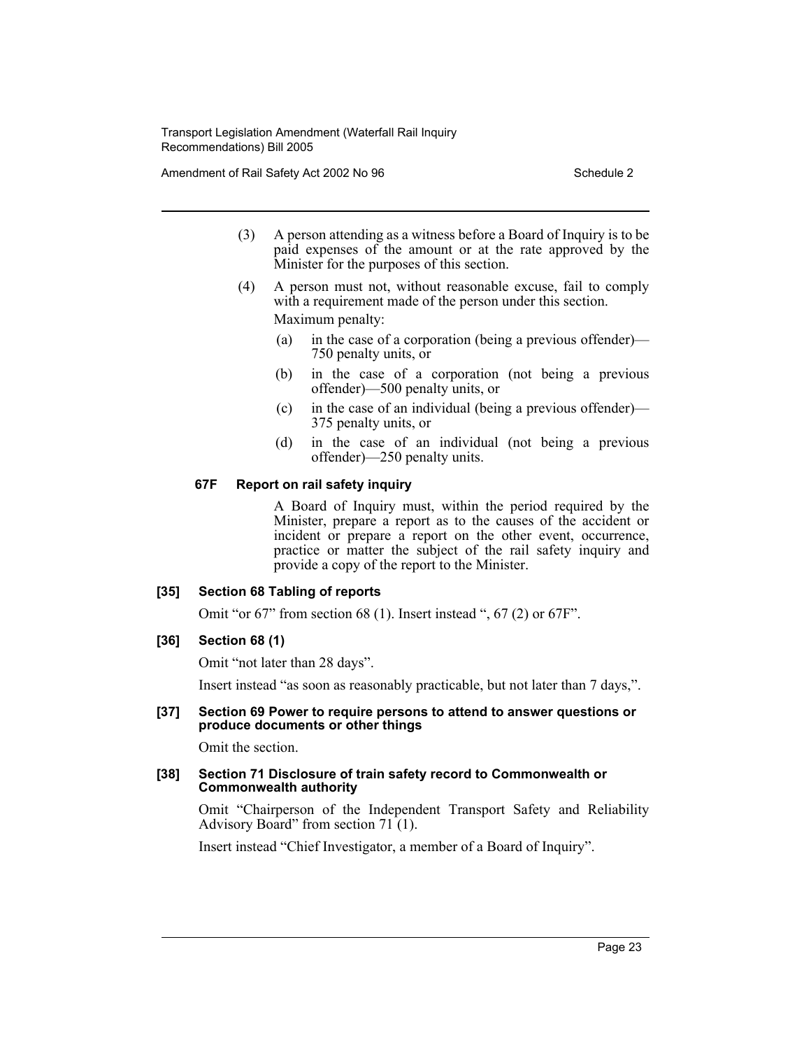(3) A person attending as a witness before a Board of Inquiry is to be paid expenses of the amount or at the rate approved by the Minister for the purposes of this section.

(4) A person must not, without reasonable excuse, fail to comply with a requirement made of the person under this section.

Maximum penalty:

(a) in the case of a corporation (being a previous offender)—750 penalty units, or

(b) in the case of a corporation (not being a previous offender)—500 penalty units, or

(c) in the case of an individual (being a previous offender)—375 penalty units, or

(d) in the case of an individual (not being a previous offender)—250 penalty units.

#### 67F Report on rail safety inquiry

A Board of Inquiry must, within the period required by the Minister, prepare a report as to the causes of the accident or incident or prepare a report on the other event, occurrence, practice or matter the subject of the rail safety inquiry and provide a copy of the report to the Minister.

#### [35] Section 68 Tabling of reports

Omit "or 67" from section 68 (1). Insert instead ", 67 (2) or 67F".

#### [36] Section 68 (1)

Omit "not later than 28 days".

Insert instead "as soon as reasonably practicable, but not later than 7 days,".

#### [37] Section 69 Power to require persons to attend to answer questions or produce documents or other things

Omit the section.

#### [38] Section 71 Disclosure of train safety record to Commonwealth or Commonwealth authority

Omit "Chairperson of the Independent Transport Safety and Reliability Advisory Board" from section 71 (1).

Insert instead "Chief Investigator, a member of a Board of Inquiry".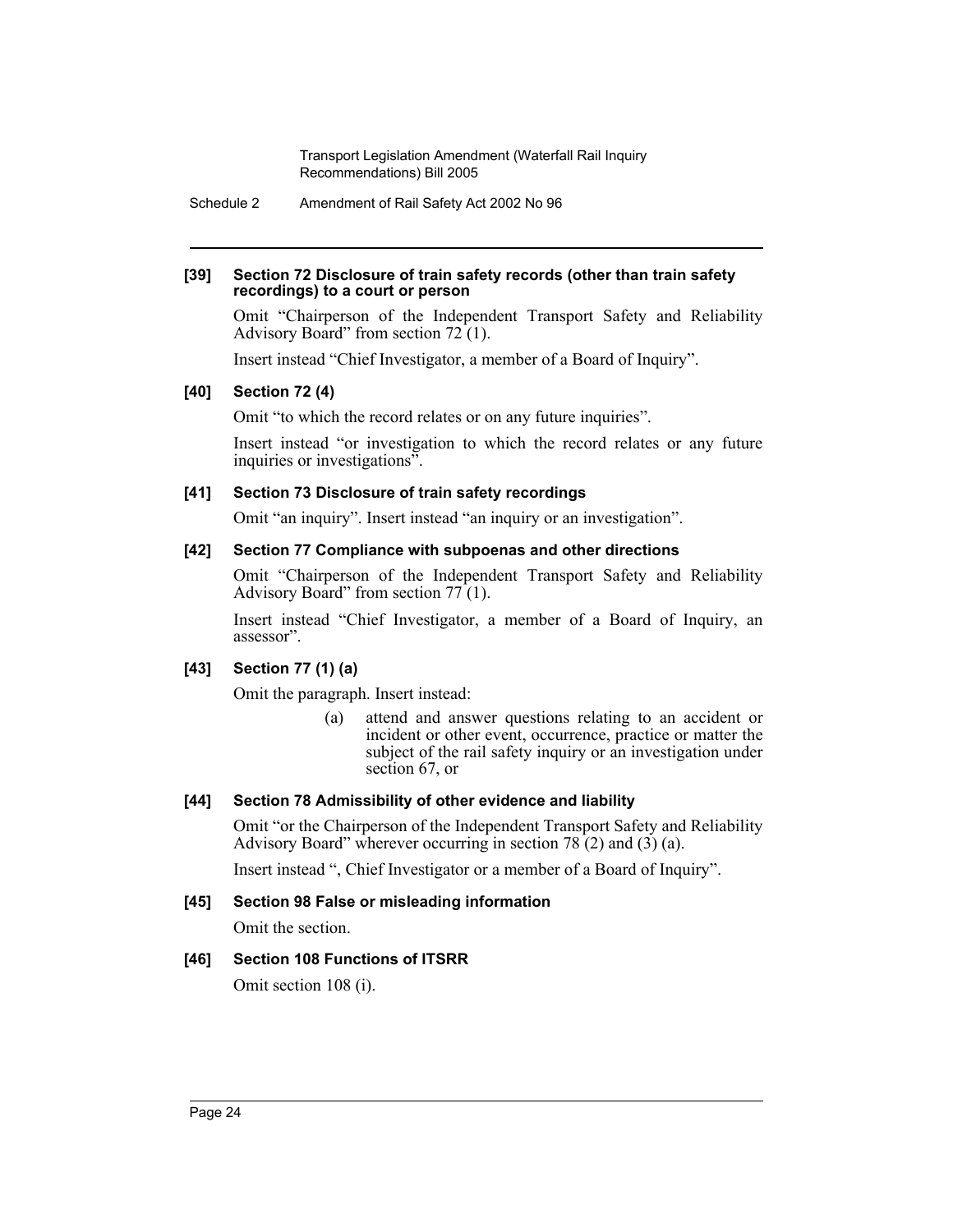**[39] Section 72 Disclosure of train safety records (other than train safety recordings) to a court or person**

Omit "Chairperson of the Independent Transport Safety and Reliability Advisory Board" from section 72 (1).

Insert instead "Chief Investigator, a member of a Board of Inquiry".

**[40] Section 72 (4)**

Omit "to which the record relates or on any future inquiries".

Insert instead "or investigation to which the record relates or any future inquiries or investigations".

**[41] Section 73 Disclosure of train safety recordings**

Omit "an inquiry". Insert instead "an inquiry or an investigation".

**[42] Section 77 Compliance with subpoenas and other directions**

Omit "Chairperson of the Independent Transport Safety and Reliability Advisory Board" from section 77 (1).

Insert instead "Chief Investigator, a member of a Board of Inquiry, an assessor".

**[43] Section 77 (1) (a)**

Omit the paragraph. Insert instead:

> (a) attend and answer questions relating to an accident or incident or other event, occurrence, practice or matter the subject of the rail safety inquiry or an investigation under section 67, or

**[44] Section 78 Admissibility of other evidence and liability**

Omit "or the Chairperson of the Independent Transport Safety and Reliability Advisory Board" wherever occurring in section 78 (2) and (3) (a).

Insert instead ", Chief Investigator or a member of a Board of Inquiry".

**[45] Section 98 False or misleading information**

Omit the section.

**[46] Section 108 Functions of ITSRR**

Omit section 108 (i).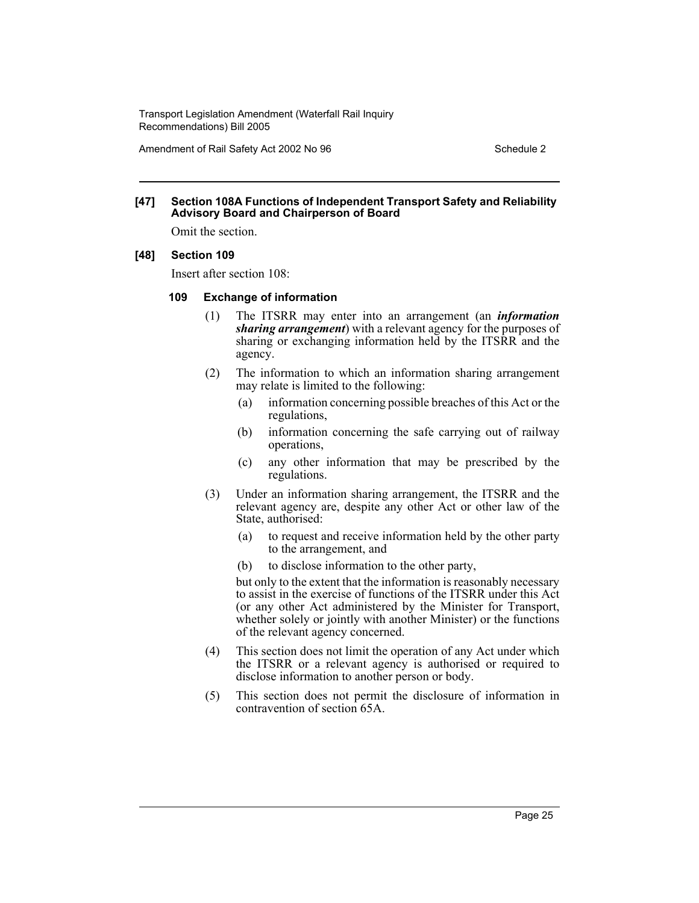**[47] Section 108A Functions of Independent Transport Safety and Reliability Advisory Board and Chairperson of Board**

Omit the section.

**[48] Section 109**

Insert after section 108:

**109 Exchange of information**

(1) The ITSRR may enter into an arrangement (an ***information sharing arrangement***) with a relevant agency for the purposes of sharing or exchanging information held by the ITSRR and the agency.

(2) The information to which an information sharing arrangement may relate is limited to the following:

(a) information concerning possible breaches of this Act or the regulations,

(b) information concerning the safe carrying out of railway operations,

(c) any other information that may be prescribed by the regulations.

(3) Under an information sharing arrangement, the ITSRR and the relevant agency are, despite any other Act or other law of the State, authorised:

(a) to request and receive information held by the other party to the arrangement, and

(b) to disclose information to the other party,

but only to the extent that the information is reasonably necessary to assist in the exercise of functions of the ITSRR under this Act (or any other Act administered by the Minister for Transport, whether solely or jointly with another Minister) or the functions of the relevant agency concerned.

(4) This section does not limit the operation of any Act under which the ITSRR or a relevant agency is authorised or required to disclose information to another person or body.

(5) This section does not permit the disclosure of information in contravention of section 65A.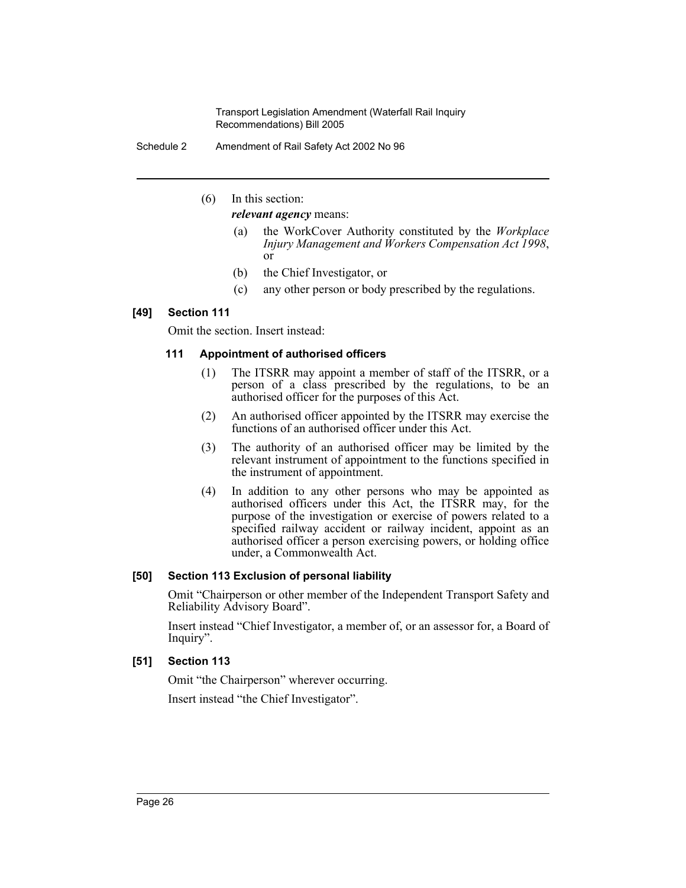(6) In this section:

***relevant agency*** means:

(a) the WorkCover Authority constituted by the *Workplace Injury Management and Workers Compensation Act 1998*, or

(b) the Chief Investigator, or

(c) any other person or body prescribed by the regulations.

**[49] Section 111**

Omit the section. Insert instead:

**111 Appointment of authorised officers**

(1) The ITSRR may appoint a member of staff of the ITSRR, or a person of a class prescribed by the regulations, to be an authorised officer for the purposes of this Act.

(2) An authorised officer appointed by the ITSRR may exercise the functions of an authorised officer under this Act.

(3) The authority of an authorised officer may be limited by the relevant instrument of appointment to the functions specified in the instrument of appointment.

(4) In addition to any other persons who may be appointed as authorised officers under this Act, the ITSRR may, for the purpose of the investigation or exercise of powers related to a specified railway accident or railway incident, appoint as an authorised officer a person exercising powers, or holding office under, a Commonwealth Act.

**[50] Section 113 Exclusion of personal liability**

Omit "Chairperson or other member of the Independent Transport Safety and Reliability Advisory Board".

Insert instead "Chief Investigator, a member of, or an assessor for, a Board of Inquiry".

**[51] Section 113**

Omit "the Chairperson" wherever occurring.

Insert instead "the Chief Investigator".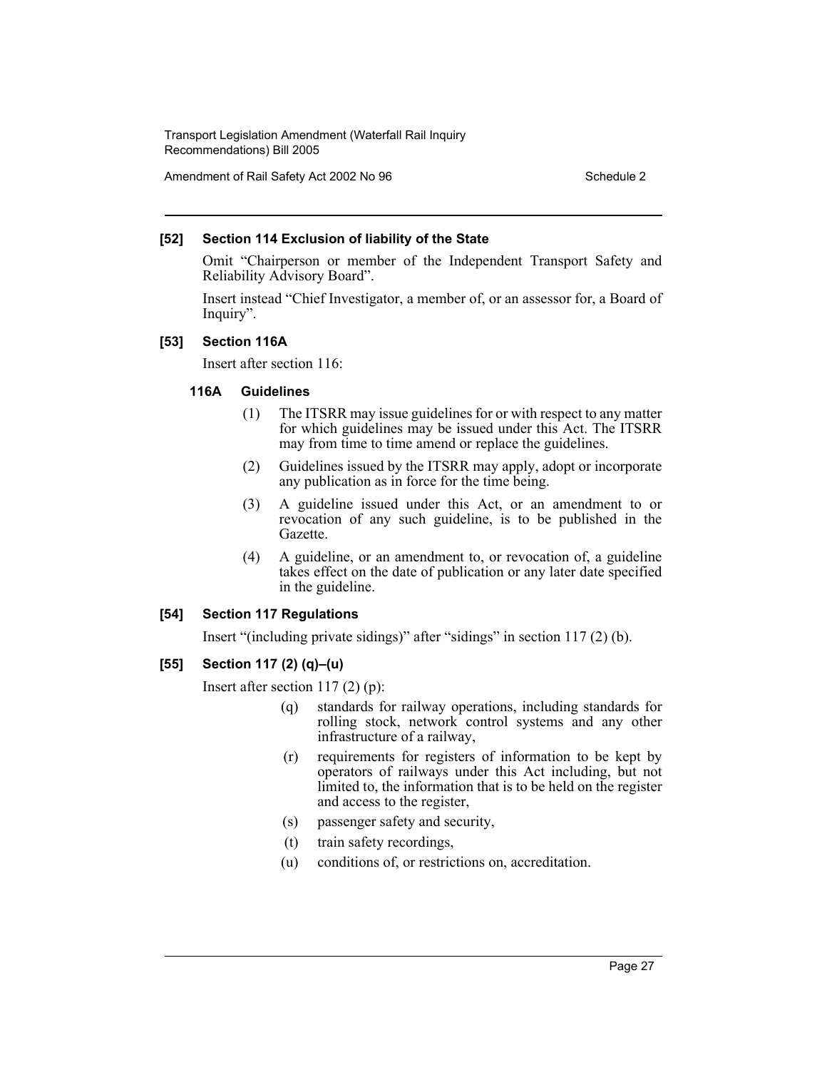### [52] Section 114 Exclusion of liability of the State

Omit "Chairperson or member of the Independent Transport Safety and Reliability Advisory Board".

Insert instead "Chief Investigator, a member of, or an assessor for, a Board of Inquiry".

### [53] Section 116A

Insert after section 116:

#### 116A Guidelines

(1) The ITSRR may issue guidelines for or with respect to any matter for which guidelines may be issued under this Act. The ITSRR may from time to time amend or replace the guidelines.

(2) Guidelines issued by the ITSRR may apply, adopt or incorporate any publication as in force for the time being.

(3) A guideline issued under this Act, or an amendment to or revocation of any such guideline, is to be published in the Gazette.

(4) A guideline, or an amendment to, or revocation of, a guideline takes effect on the date of publication or any later date specified in the guideline.

### [54] Section 117 Regulations

Insert "(including private sidings)" after "sidings" in section 117 (2) (b).

### [55] Section 117 (2) (q)–(u)

Insert after section 117 (2) (p):

(q) standards for railway operations, including standards for rolling stock, network control systems and any other infrastructure of a railway,

(r) requirements for registers of information to be kept by operators of railways under this Act including, but not limited to, the information that is to be held on the register and access to the register,

(s) passenger safety and security,

(t) train safety recordings,

(u) conditions of, or restrictions on, accreditation.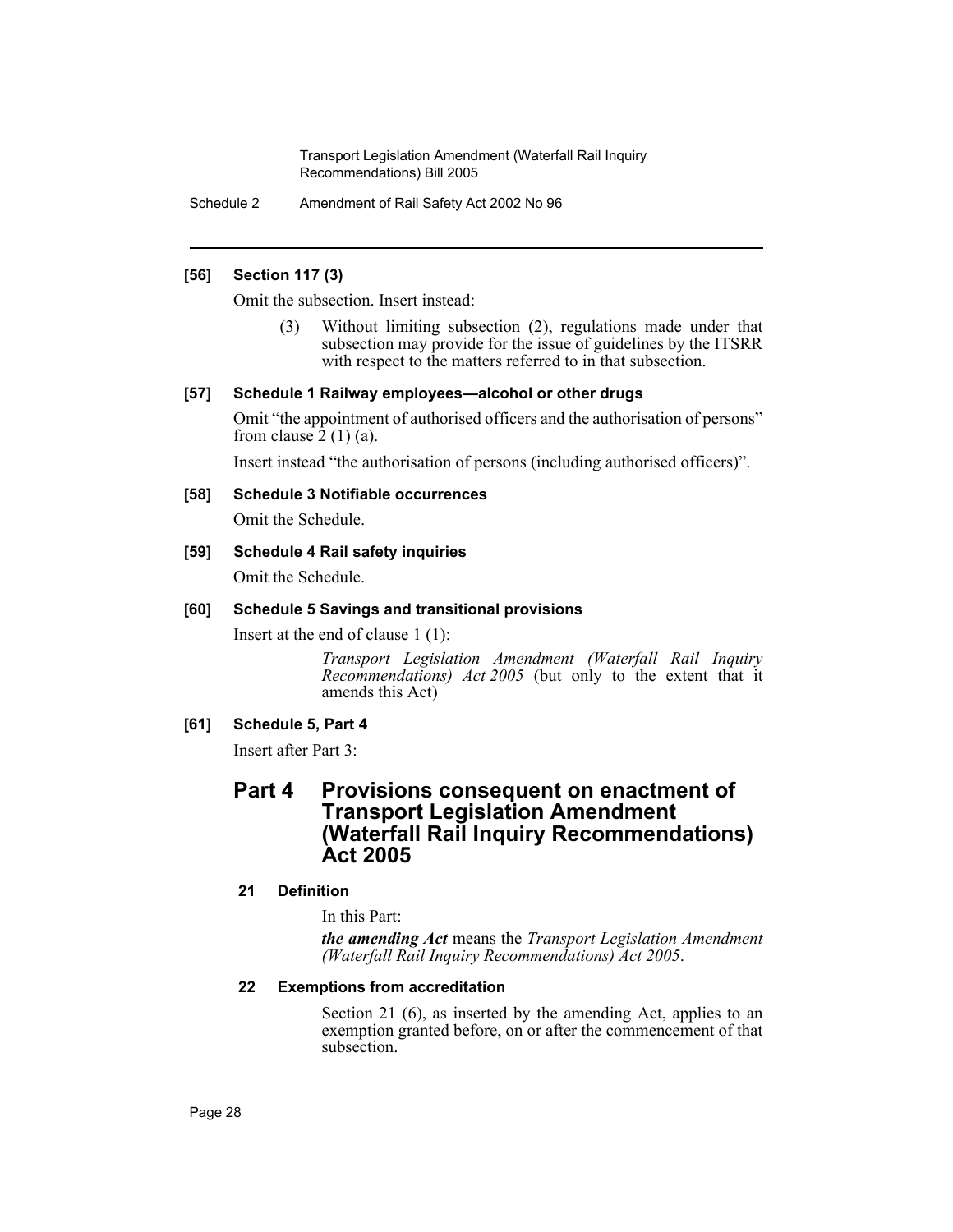**[56] Section 117 (3)**

Omit the subsection. Insert instead:

> (3) Without limiting subsection (2), regulations made under that subsection may provide for the issue of guidelines by the ITSRR with respect to the matters referred to in that subsection.

**[57] Schedule 1 Railway employees—alcohol or other drugs**

Omit "the appointment of authorised officers and the authorisation of persons" from clause 2 (1) (a).

Insert instead "the authorisation of persons (including authorised officers)".

**[58] Schedule 3 Notifiable occurrences**

Omit the Schedule.

**[59] Schedule 4 Rail safety inquiries**

Omit the Schedule.

**[60] Schedule 5 Savings and transitional provisions**

Insert at the end of clause 1 (1):

> *Transport Legislation Amendment (Waterfall Rail Inquiry Recommendations) Act 2005* (but only to the extent that it amends this Act)

**[61] Schedule 5, Part 4**

Insert after Part 3:

## Part 4 Provisions consequent on enactment of Transport Legislation Amendment (Waterfall Rail Inquiry Recommendations) Act 2005

### 21 Definition

In this Part:

***the amending Act*** means the *Transport Legislation Amendment (Waterfall Rail Inquiry Recommendations) Act 2005*.

### 22 Exemptions from accreditation

Section 21 (6), as inserted by the amending Act, applies to an exemption granted before, on or after the commencement of that subsection.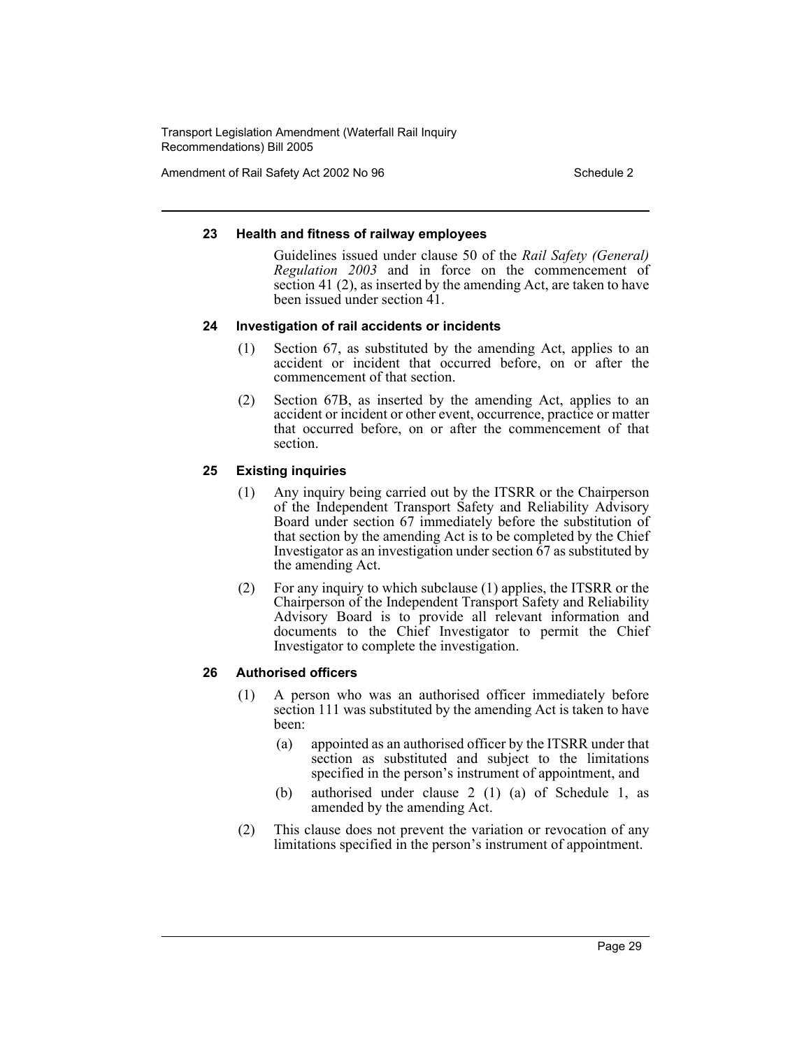#### 23 Health and fitness of railway employees

Guidelines issued under clause 50 of the *Rail Safety (General) Regulation 2003* and in force on the commencement of section 41 (2), as inserted by the amending Act, are taken to have been issued under section 41.

#### 24 Investigation of rail accidents or incidents

(1) Section 67, as substituted by the amending Act, applies to an accident or incident that occurred before, on or after the commencement of that section.

(2) Section 67B, as inserted by the amending Act, applies to an accident or incident or other event, occurrence, practice or matter that occurred before, on or after the commencement of that section.

#### 25 Existing inquiries

(1) Any inquiry being carried out by the ITSRR or the Chairperson of the Independent Transport Safety and Reliability Advisory Board under section 67 immediately before the substitution of that section by the amending Act is to be completed by the Chief Investigator as an investigation under section 67 as substituted by the amending Act.

(2) For any inquiry to which subclause (1) applies, the ITSRR or the Chairperson of the Independent Transport Safety and Reliability Advisory Board is to provide all relevant information and documents to the Chief Investigator to permit the Chief Investigator to complete the investigation.

#### 26 Authorised officers

(1) A person who was an authorised officer immediately before section 111 was substituted by the amending Act is taken to have been:

(a) appointed as an authorised officer by the ITSRR under that section as substituted and subject to the limitations specified in the person's instrument of appointment, and

(b) authorised under clause 2 (1) (a) of Schedule 1, as amended by the amending Act.

(2) This clause does not prevent the variation or revocation of any limitations specified in the person's instrument of appointment.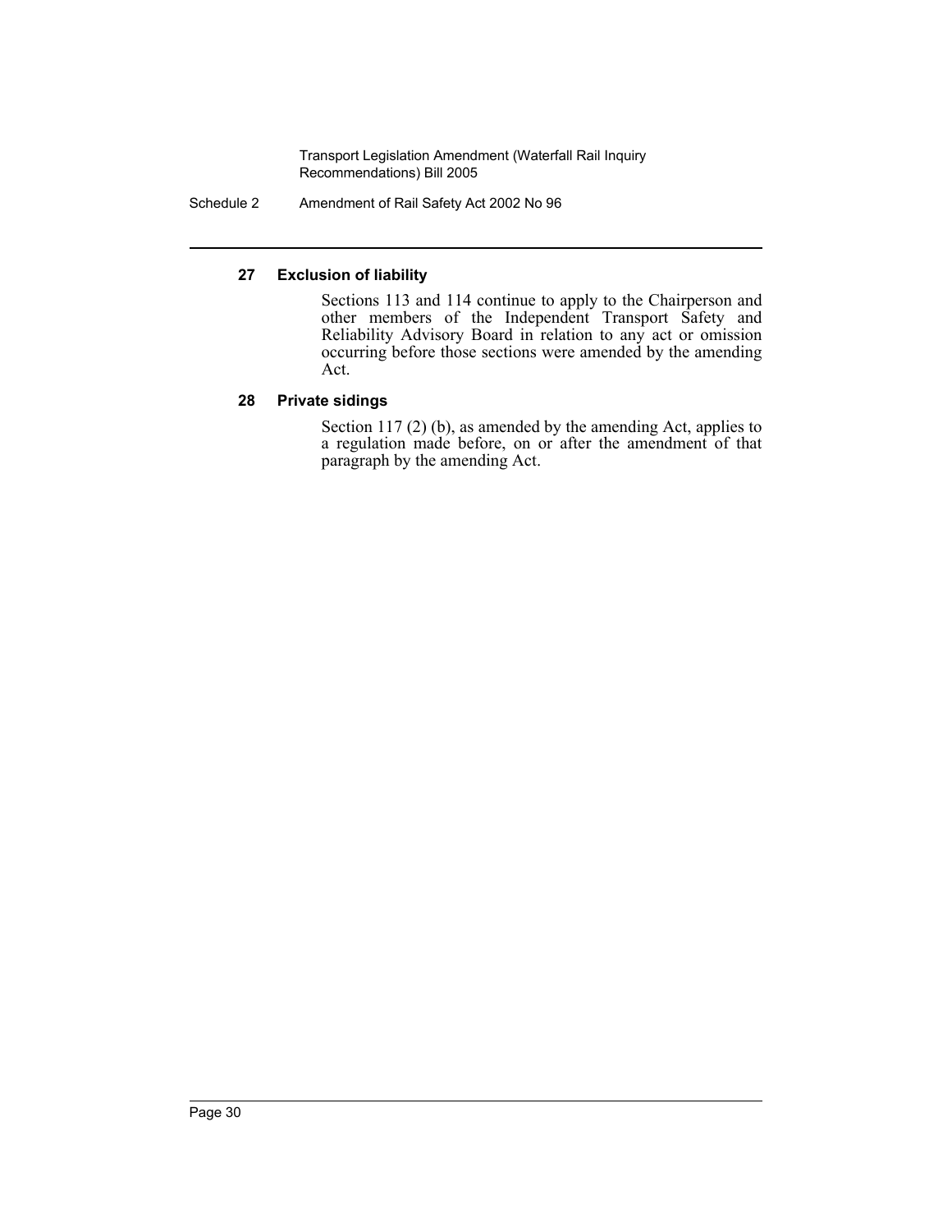**27 Exclusion of liability**

Sections 113 and 114 continue to apply to the Chairperson and other members of the Independent Transport Safety and Reliability Advisory Board in relation to any act or omission occurring before those sections were amended by the amending Act.

**28 Private sidings**

Section 117 (2) (b), as amended by the amending Act, applies to a regulation made before, on or after the amendment of that paragraph by the amending Act.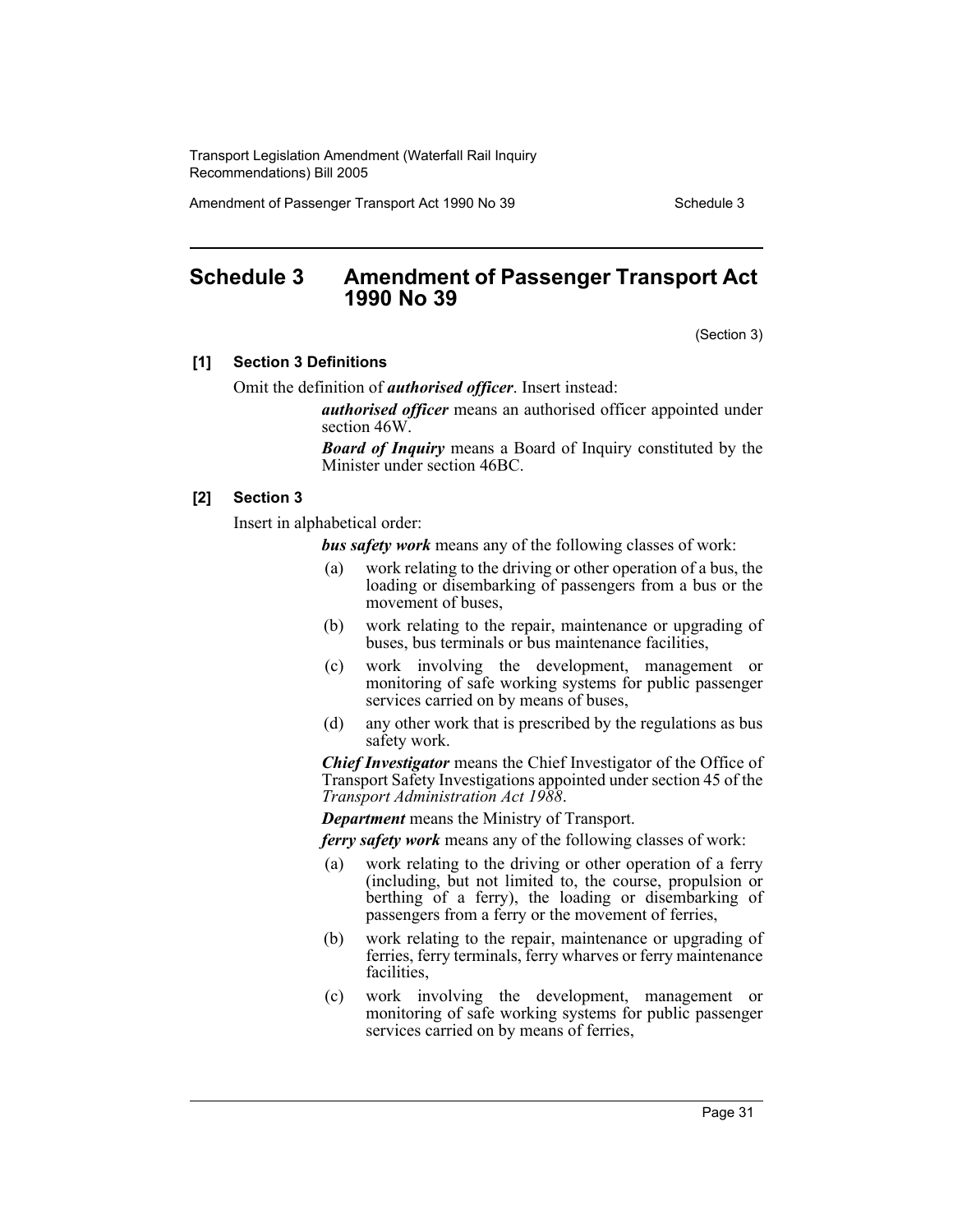# Schedule 3 Amendment of Passenger Transport Act 1990 No 39

(Section 3)

**[1] Section 3 Definitions**

Omit the definition of ***authorised officer***. Insert instead:

> ***authorised officer*** means an authorised officer appointed under section 46W.
>
> ***Board of Inquiry*** means a Board of Inquiry constituted by the Minister under section 46BC.

**[2] Section 3**

Insert in alphabetical order:

> ***bus safety work*** means any of the following classes of work:
>
> (a) work relating to the driving or other operation of a bus, the loading or disembarking of passengers from a bus or the movement of buses,
>
> (b) work relating to the repair, maintenance or upgrading of buses, bus terminals or bus maintenance facilities,
>
> (c) work involving the development, management or monitoring of safe working systems for public passenger services carried on by means of buses,
>
> (d) any other work that is prescribed by the regulations as bus safety work.
>
> ***Chief Investigator*** means the Chief Investigator of the Office of Transport Safety Investigations appointed under section 45 of the *Transport Administration Act 1988*.
>
> ***Department*** means the Ministry of Transport.
>
> ***ferry safety work*** means any of the following classes of work:
>
> (a) work relating to the driving or other operation of a ferry (including, but not limited to, the course, propulsion or berthing of a ferry), the loading or disembarking of passengers from a ferry or the movement of ferries,
>
> (b) work relating to the repair, maintenance or upgrading of ferries, ferry terminals, ferry wharves or ferry maintenance facilities,
>
> (c) work involving the development, management or monitoring of safe working systems for public passenger services carried on by means of ferries,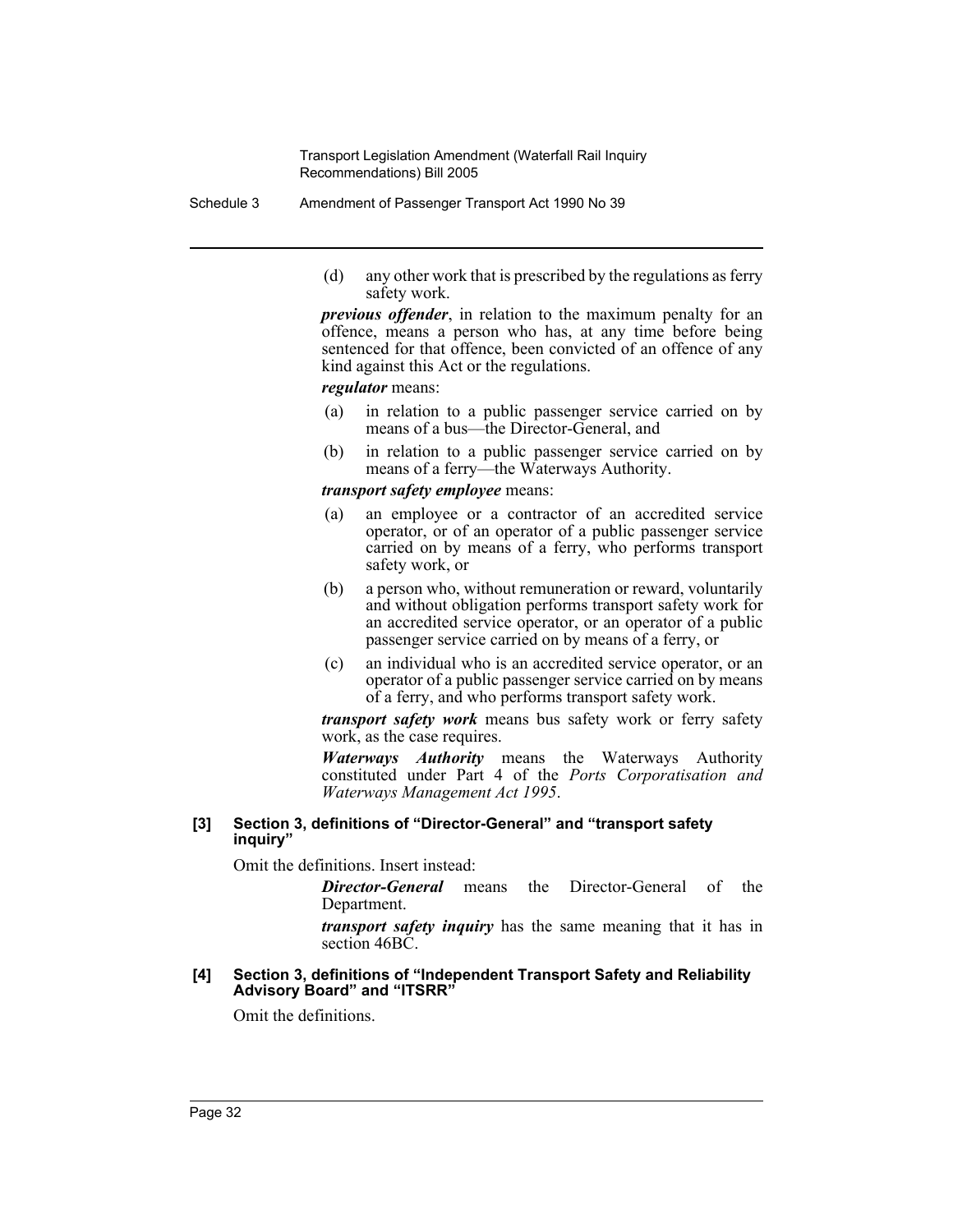(d) any other work that is prescribed by the regulations as ferry safety work.

***previous offender***, in relation to the maximum penalty for an offence, means a person who has, at any time before being sentenced for that offence, been convicted of an offence of any kind against this Act or the regulations.

***regulator*** means:

(a) in relation to a public passenger service carried on by means of a bus—the Director-General, and

(b) in relation to a public passenger service carried on by means of a ferry—the Waterways Authority.

***transport safety employee*** means:

(a) an employee or a contractor of an accredited service operator, or of an operator of a public passenger service carried on by means of a ferry, who performs transport safety work, or

(b) a person who, without remuneration or reward, voluntarily and without obligation performs transport safety work for an accredited service operator, or an operator of a public passenger service carried on by means of a ferry, or

(c) an individual who is an accredited service operator, or an operator of a public passenger service carried on by means of a ferry, and who performs transport safety work.

***transport safety work*** means bus safety work or ferry safety work, as the case requires.

***Waterways Authority*** means the Waterways Authority constituted under Part 4 of the *Ports Corporatisation and Waterways Management Act 1995*.

**[3] Section 3, definitions of "Director-General" and "transport safety inquiry"**

Omit the definitions. Insert instead:

***Director-General*** means the Director-General of the Department.

***transport safety inquiry*** has the same meaning that it has in section 46BC.

**[4] Section 3, definitions of "Independent Transport Safety and Reliability Advisory Board" and "ITSRR"**

Omit the definitions.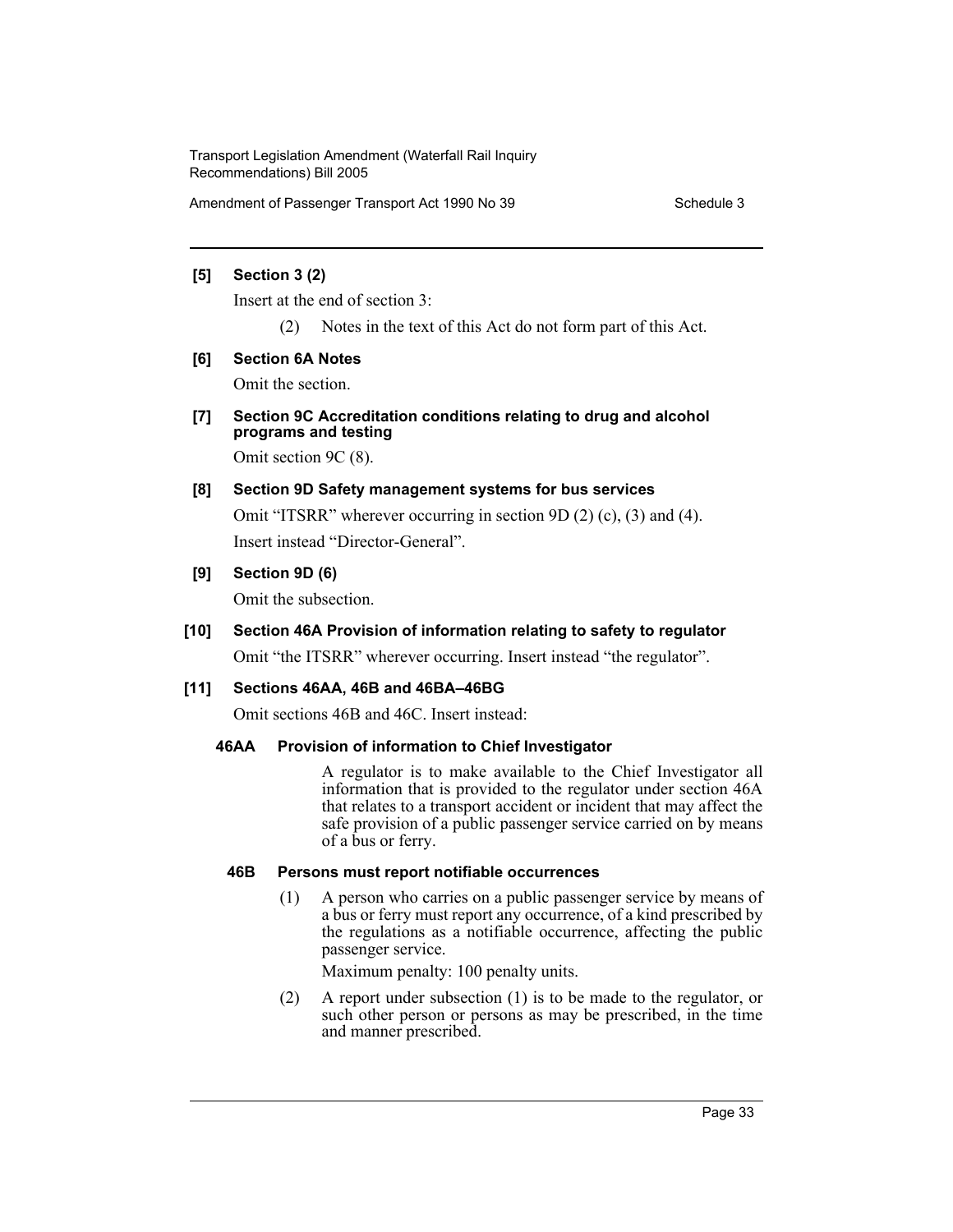**[5] Section 3 (2)**

Insert at the end of section 3:

(2) Notes in the text of this Act do not form part of this Act.

**[6] Section 6A Notes**

Omit the section.

**[7] Section 9C Accreditation conditions relating to drug and alcohol programs and testing**

Omit section 9C (8).

**[8] Section 9D Safety management systems for bus services**

Omit "ITSRR" wherever occurring in section 9D (2) (c), (3) and (4). Insert instead "Director-General".

**[9] Section 9D (6)**

Omit the subsection.

**[10] Section 46A Provision of information relating to safety to regulator**

Omit "the ITSRR" wherever occurring. Insert instead "the regulator".

**[11] Sections 46AA, 46B and 46BA–46BG**

Omit sections 46B and 46C. Insert instead:

**46AA Provision of information to Chief Investigator**

A regulator is to make available to the Chief Investigator all information that is provided to the regulator under section 46A that relates to a transport accident or incident that may affect the safe provision of a public passenger service carried on by means of a bus or ferry.

**46B Persons must report notifiable occurrences**

(1) A person who carries on a public passenger service by means of a bus or ferry must report any occurrence, of a kind prescribed by the regulations as a notifiable occurrence, affecting the public passenger service.

Maximum penalty: 100 penalty units.

(2) A report under subsection (1) is to be made to the regulator, or such other person or persons as may be prescribed, in the time and manner prescribed.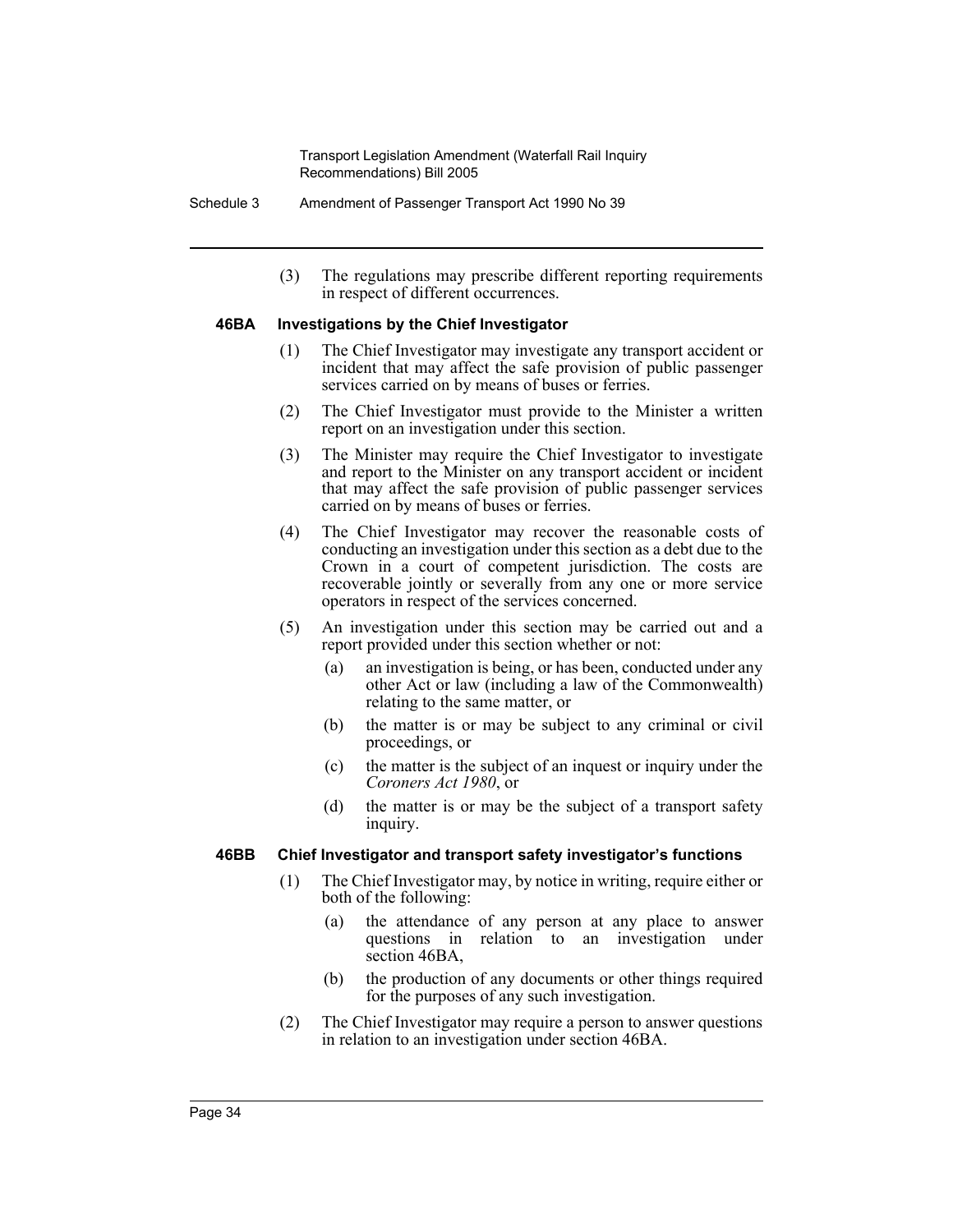(3) The regulations may prescribe different reporting requirements in respect of different occurrences.

#### 46BA Investigations by the Chief Investigator

(1) The Chief Investigator may investigate any transport accident or incident that may affect the safe provision of public passenger services carried on by means of buses or ferries.

(2) The Chief Investigator must provide to the Minister a written report on an investigation under this section.

(3) The Minister may require the Chief Investigator to investigate and report to the Minister on any transport accident or incident that may affect the safe provision of public passenger services carried on by means of buses or ferries.

(4) The Chief Investigator may recover the reasonable costs of conducting an investigation under this section as a debt due to the Crown in a court of competent jurisdiction. The costs are recoverable jointly or severally from any one or more service operators in respect of the services concerned.

(5) An investigation under this section may be carried out and a report provided under this section whether or not:

- (a) an investigation is being, or has been, conducted under any other Act or law (including a law of the Commonwealth) relating to the same matter, or
- (b) the matter is or may be subject to any criminal or civil proceedings, or
- (c) the matter is the subject of an inquest or inquiry under the *Coroners Act 1980*, or
- (d) the matter is or may be the subject of a transport safety inquiry.

#### 46BB Chief Investigator and transport safety investigator's functions

(1) The Chief Investigator may, by notice in writing, require either or both of the following:

- (a) the attendance of any person at any place to answer questions in relation to an investigation under section 46BA,
- (b) the production of any documents or other things required for the purposes of any such investigation.

(2) The Chief Investigator may require a person to answer questions in relation to an investigation under section 46BA.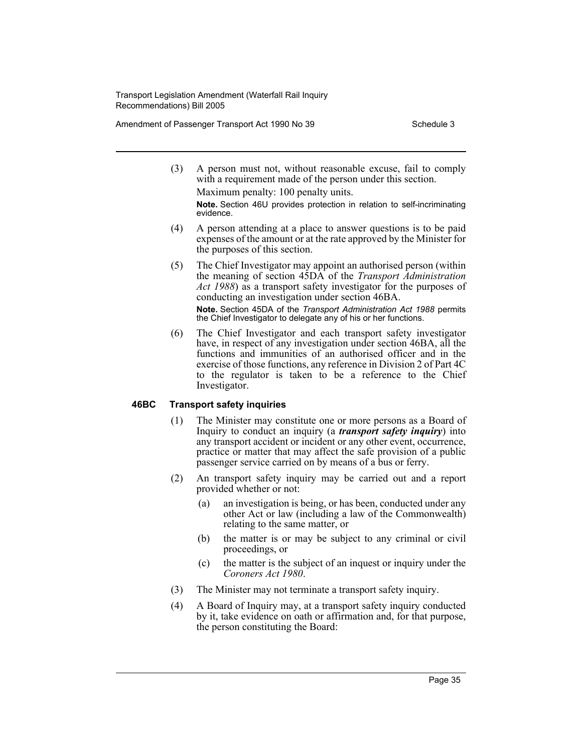(3) A person must not, without reasonable excuse, fail to comply with a requirement made of the person under this section.

Maximum penalty: 100 penalty units.

**Note.** Section 46U provides protection in relation to self-incriminating evidence.

(4) A person attending at a place to answer questions is to be paid expenses of the amount or at the rate approved by the Minister for the purposes of this section.

(5) The Chief Investigator may appoint an authorised person (within the meaning of section 45DA of the *Transport Administration Act 1988*) as a transport safety investigator for the purposes of conducting an investigation under section 46BA.

**Note.** Section 45DA of the *Transport Administration Act 1988* permits the Chief Investigator to delegate any of his or her functions.

(6) The Chief Investigator and each transport safety investigator have, in respect of any investigation under section 46BA, all the functions and immunities of an authorised officer and in the exercise of those functions, any reference in Division 2 of Part 4C to the regulator is taken to be a reference to the Chief Investigator.

### 46BC Transport safety inquiries

(1) The Minister may constitute one or more persons as a Board of Inquiry to conduct an inquiry (a ***transport safety inquiry***) into any transport accident or incident or any other event, occurrence, practice or matter that may affect the safe provision of a public passenger service carried on by means of a bus or ferry.

(2) An transport safety inquiry may be carried out and a report provided whether or not:

- (a) an investigation is being, or has been, conducted under any other Act or law (including a law of the Commonwealth) relating to the same matter, or
- (b) the matter is or may be subject to any criminal or civil proceedings, or
- (c) the matter is the subject of an inquest or inquiry under the *Coroners Act 1980*.

(3) The Minister may not terminate a transport safety inquiry.

(4) A Board of Inquiry may, at a transport safety inquiry conducted by it, take evidence on oath or affirmation and, for that purpose, the person constituting the Board: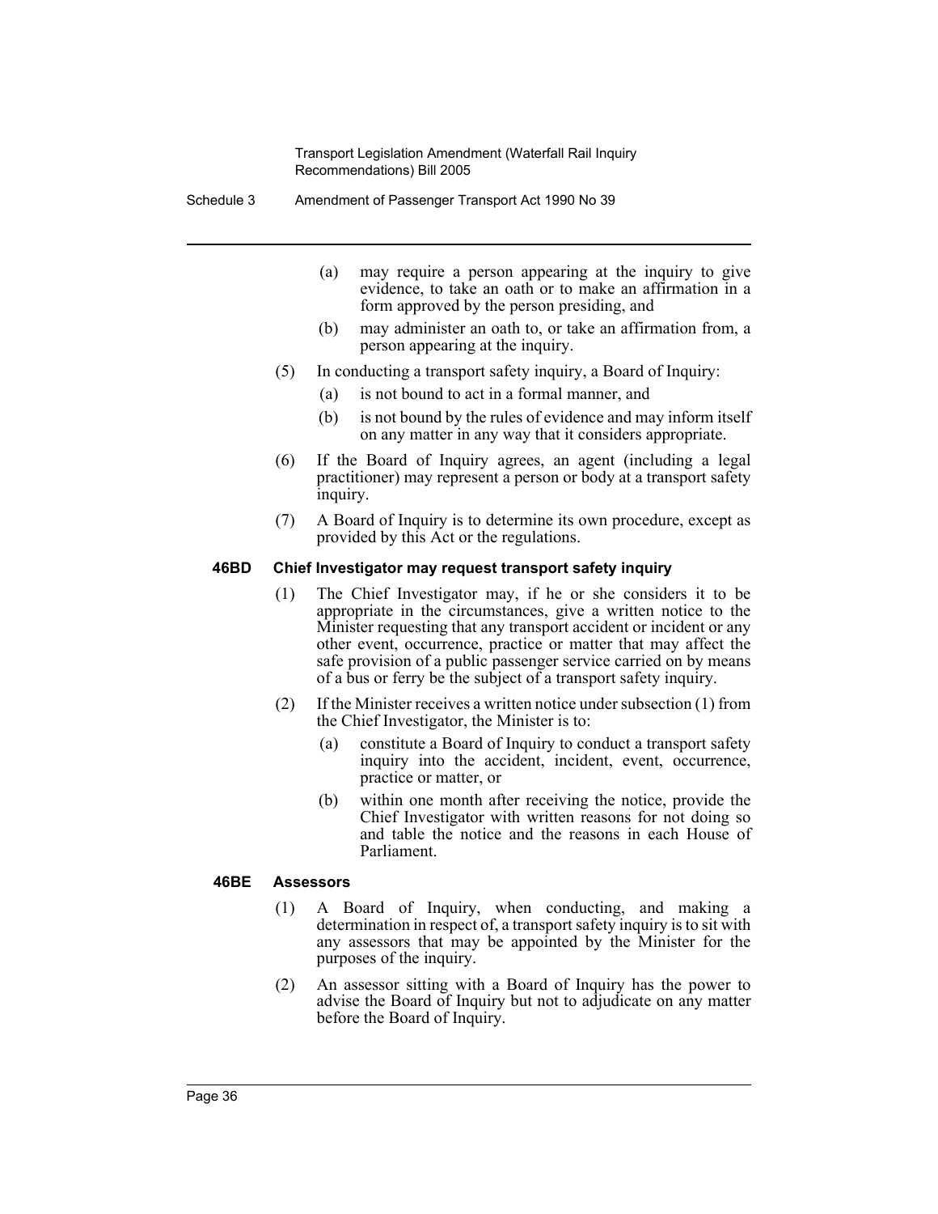(a) may require a person appearing at the inquiry to give evidence, to take an oath or to make an affirmation in a form approved by the person presiding, and

(b) may administer an oath to, or take an affirmation from, a person appearing at the inquiry.

(5) In conducting a transport safety inquiry, a Board of Inquiry:

(a) is not bound to act in a formal manner, and

(b) is not bound by the rules of evidence and may inform itself on any matter in any way that it considers appropriate.

(6) If the Board of Inquiry agrees, an agent (including a legal practitioner) may represent a person or body at a transport safety inquiry.

(7) A Board of Inquiry is to determine its own procedure, except as provided by this Act or the regulations.

### 46BD Chief Investigator may request transport safety inquiry

(1) The Chief Investigator may, if he or she considers it to be appropriate in the circumstances, give a written notice to the Minister requesting that any transport accident or incident or any other event, occurrence, practice or matter that may affect the safe provision of a public passenger service carried on by means of a bus or ferry be the subject of a transport safety inquiry.

(2) If the Minister receives a written notice under subsection (1) from the Chief Investigator, the Minister is to:

(a) constitute a Board of Inquiry to conduct a transport safety inquiry into the accident, incident, event, occurrence, practice or matter, or

(b) within one month after receiving the notice, provide the Chief Investigator with written reasons for not doing so and table the notice and the reasons in each House of Parliament.

### 46BE Assessors

(1) A Board of Inquiry, when conducting, and making a determination in respect of, a transport safety inquiry is to sit with any assessors that may be appointed by the Minister for the purposes of the inquiry.

(2) An assessor sitting with a Board of Inquiry has the power to advise the Board of Inquiry but not to adjudicate on any matter before the Board of Inquiry.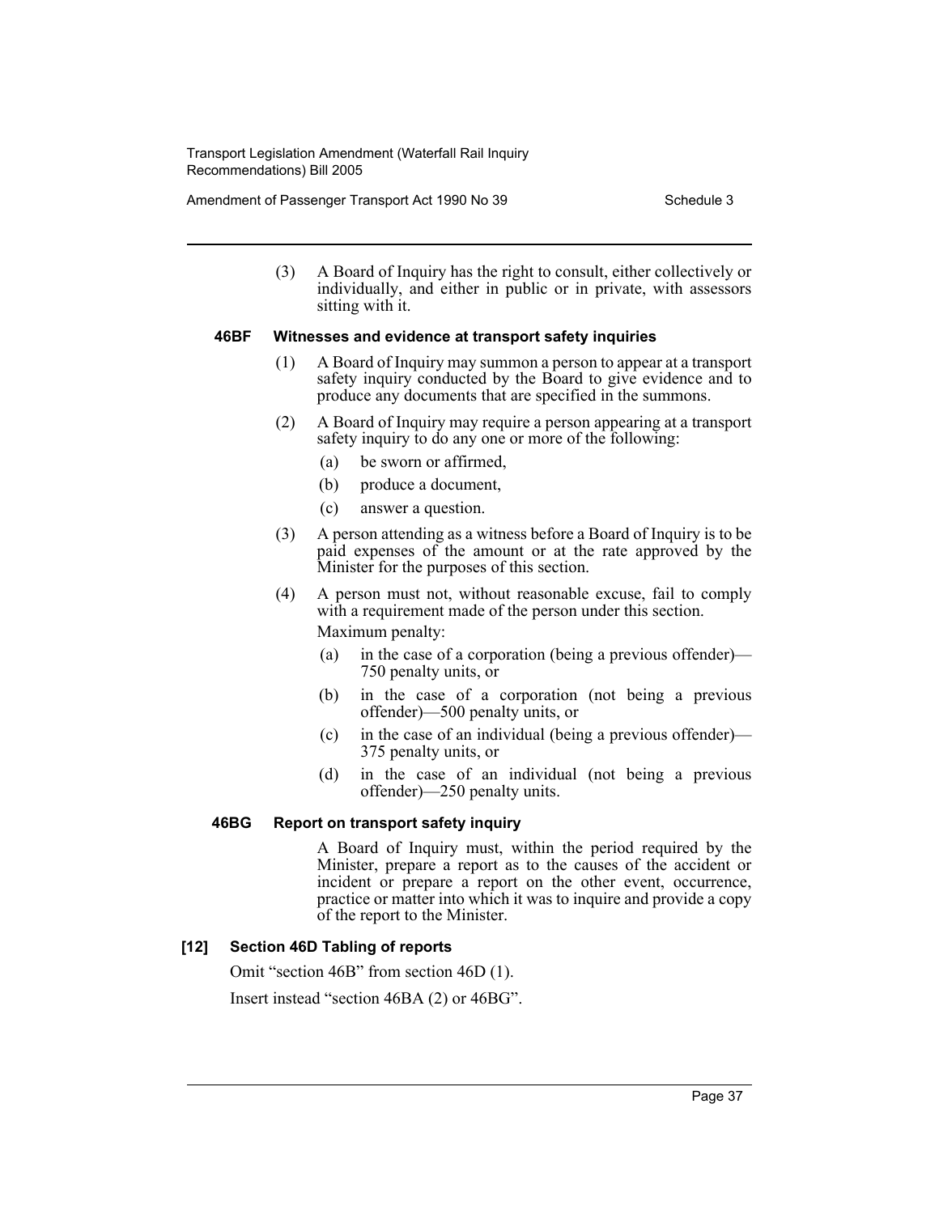(3) A Board of Inquiry has the right to consult, either collectively or individually, and either in public or in private, with assessors sitting with it.

**46BF Witnesses and evidence at transport safety inquiries**

(1) A Board of Inquiry may summon a person to appear at a transport safety inquiry conducted by the Board to give evidence and to produce any documents that are specified in the summons.

(2) A Board of Inquiry may require a person appearing at a transport safety inquiry to do any one or more of the following:

- (a) be sworn or affirmed,
- (b) produce a document,
- (c) answer a question.

(3) A person attending as a witness before a Board of Inquiry is to be paid expenses of the amount or at the rate approved by the Minister for the purposes of this section.

(4) A person must not, without reasonable excuse, fail to comply with a requirement made of the person under this section.

Maximum penalty:

- (a) in the case of a corporation (being a previous offender)—750 penalty units, or
- (b) in the case of a corporation (not being a previous offender)—500 penalty units, or
- (c) in the case of an individual (being a previous offender)—375 penalty units, or
- (d) in the case of an individual (not being a previous offender)—250 penalty units.

**46BG Report on transport safety inquiry**

A Board of Inquiry must, within the period required by the Minister, prepare a report as to the causes of the accident or incident or prepare a report on the other event, occurrence, practice or matter into which it was to inquire and provide a copy of the report to the Minister.

**[12] Section 46D Tabling of reports**

Omit "section 46B" from section 46D (1).

Insert instead "section 46BA (2) or 46BG".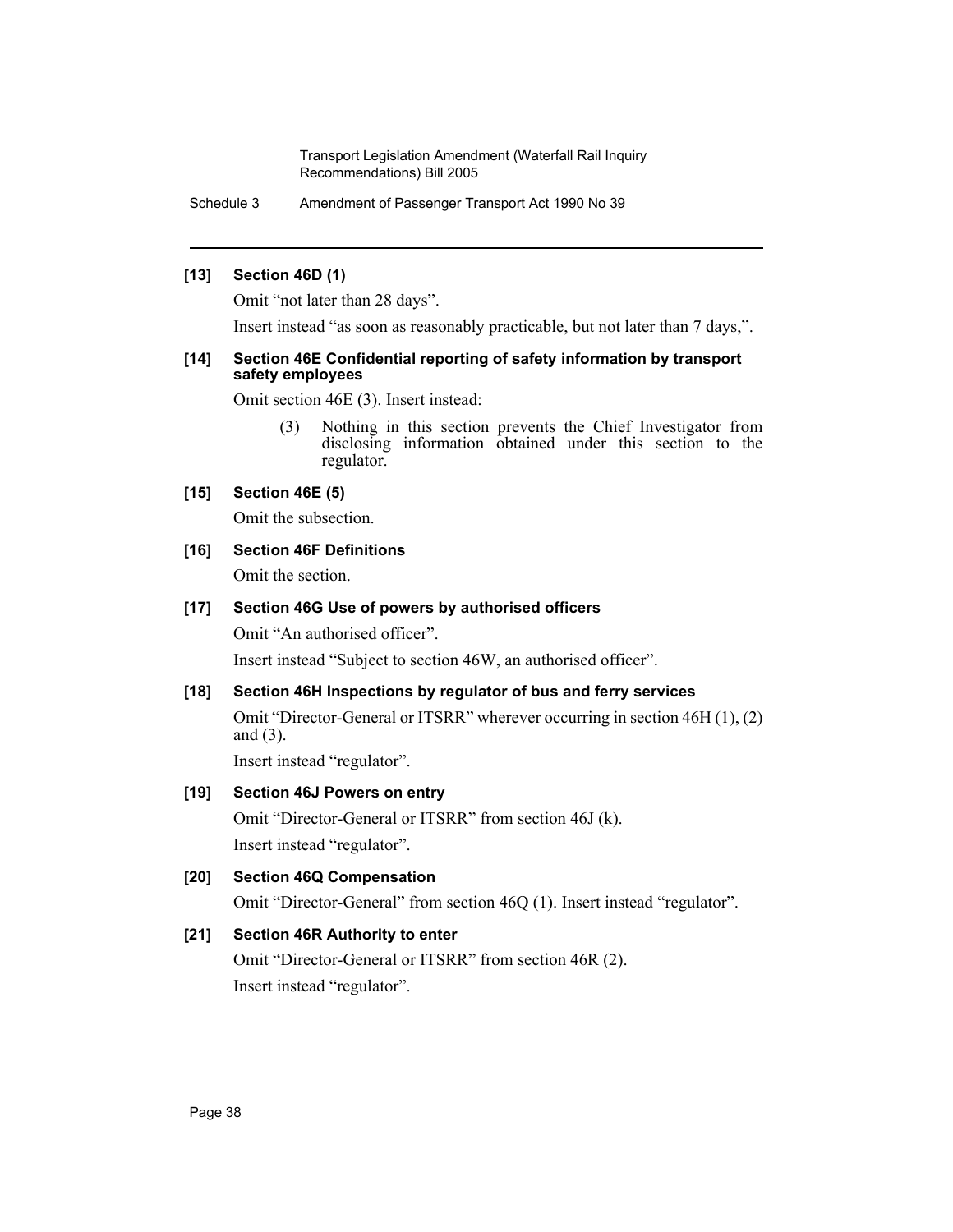**[13] Section 46D (1)**

Omit "not later than 28 days".

Insert instead "as soon as reasonably practicable, but not later than 7 days,".

**[14] Section 46E Confidential reporting of safety information by transport safety employees**

Omit section 46E (3). Insert instead:

> (3) Nothing in this section prevents the Chief Investigator from disclosing information obtained under this section to the regulator.

**[15] Section 46E (5)**

Omit the subsection.

**[16] Section 46F Definitions**

Omit the section.

**[17] Section 46G Use of powers by authorised officers**

Omit "An authorised officer".

Insert instead "Subject to section 46W, an authorised officer".

**[18] Section 46H Inspections by regulator of bus and ferry services**

Omit "Director-General or ITSRR" wherever occurring in section 46H (1), (2) and (3).

Insert instead "regulator".

**[19] Section 46J Powers on entry**

Omit "Director-General or ITSRR" from section 46J (k).

Insert instead "regulator".

**[20] Section 46Q Compensation**

Omit "Director-General" from section 46Q (1). Insert instead "regulator".

**[21] Section 46R Authority to enter**

Omit "Director-General or ITSRR" from section 46R (2).

Insert instead "regulator".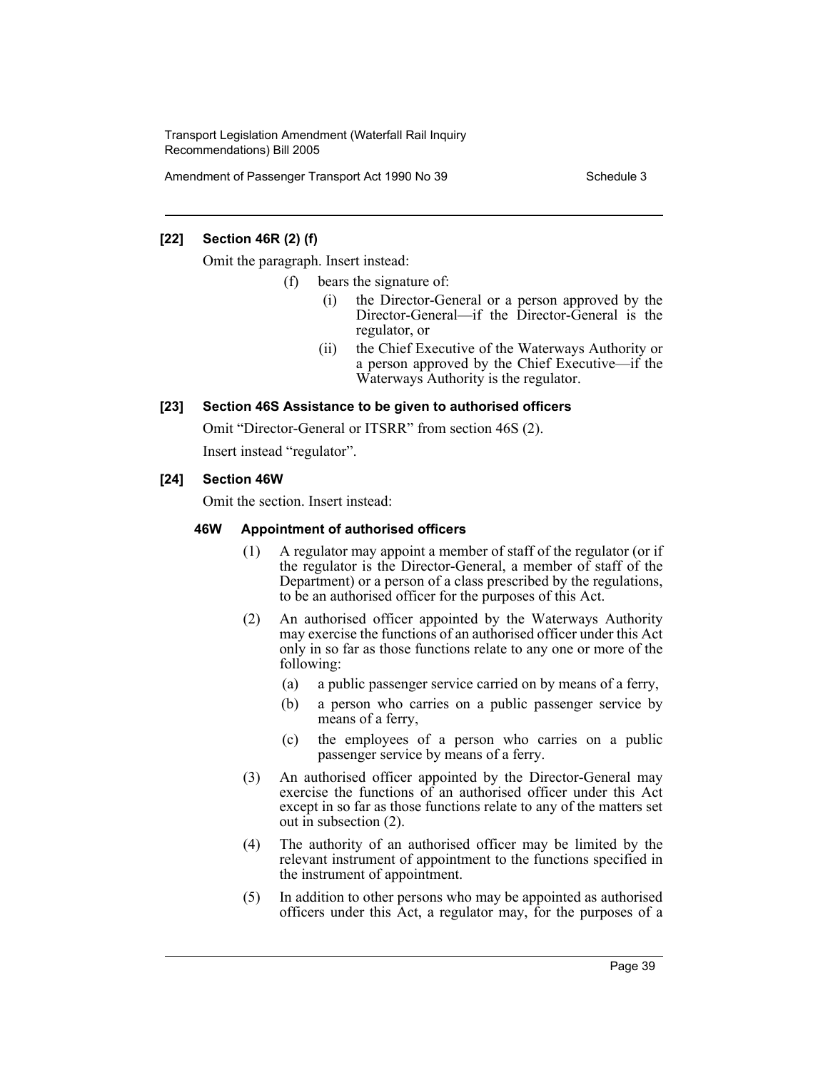#### [22] Section 46R (2) (f)

Omit the paragraph. Insert instead:

- (f) bears the signature of:
  - (i) the Director-General or a person approved by the Director-General—if the Director-General is the regulator, or
  - (ii) the Chief Executive of the Waterways Authority or a person approved by the Chief Executive—if the Waterways Authority is the regulator.

#### [23] Section 46S Assistance to be given to authorised officers

Omit "Director-General or ITSRR" from section 46S (2).

Insert instead "regulator".

#### [24] Section 46W

Omit the section. Insert instead:

**46W Appointment of authorised officers**

(1) A regulator may appoint a member of staff of the regulator (or if the regulator is the Director-General, a member of staff of the Department) or a person of a class prescribed by the regulations, to be an authorised officer for the purposes of this Act.

(2) An authorised officer appointed by the Waterways Authority may exercise the functions of an authorised officer under this Act only in so far as those functions relate to any one or more of the following:

- (a) a public passenger service carried on by means of a ferry,
- (b) a person who carries on a public passenger service by means of a ferry,
- (c) the employees of a person who carries on a public passenger service by means of a ferry.

(3) An authorised officer appointed by the Director-General may exercise the functions of an authorised officer under this Act except in so far as those functions relate to any of the matters set out in subsection (2).

(4) The authority of an authorised officer may be limited by the relevant instrument of appointment to the functions specified in the instrument of appointment.

(5) In addition to other persons who may be appointed as authorised officers under this Act, a regulator may, for the purposes of a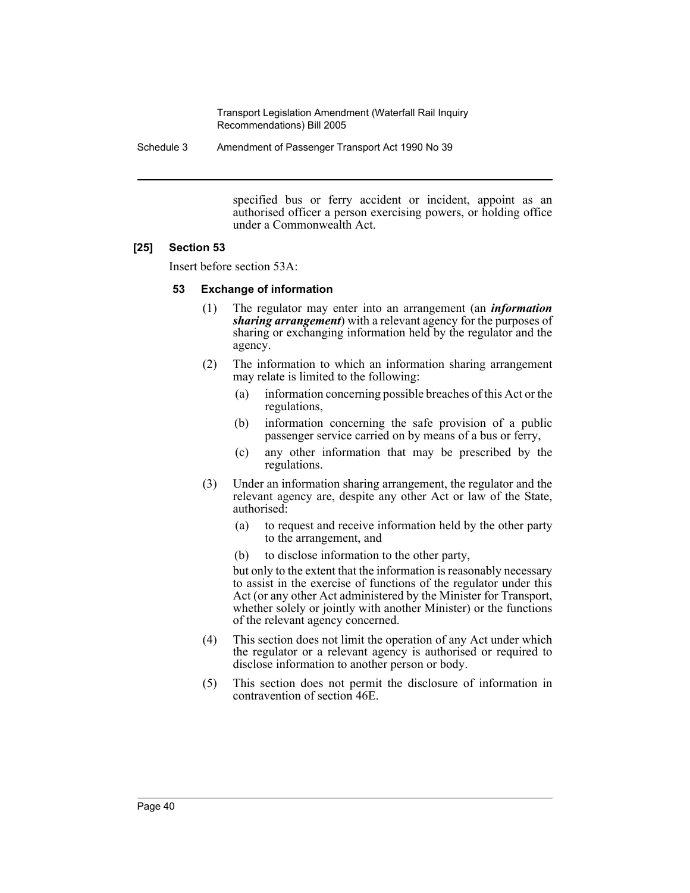specified bus or ferry accident or incident, appoint as an authorised officer a person exercising powers, or holding office under a Commonwealth Act.

**[25] Section 53**

Insert before section 53A:

**53 Exchange of information**

(1) The regulator may enter into an arrangement (an ***information sharing arrangement***) with a relevant agency for the purposes of sharing or exchanging information held by the regulator and the agency.

(2) The information to which an information sharing arrangement may relate is limited to the following:

- (a) information concerning possible breaches of this Act or the regulations,
- (b) information concerning the safe provision of a public passenger service carried on by means of a bus or ferry,
- (c) any other information that may be prescribed by the regulations.

(3) Under an information sharing arrangement, the regulator and the relevant agency are, despite any other Act or law of the State, authorised:

- (a) to request and receive information held by the other party to the arrangement, and
- (b) to disclose information to the other party,

but only to the extent that the information is reasonably necessary to assist in the exercise of functions of the regulator under this Act (or any other Act administered by the Minister for Transport, whether solely or jointly with another Minister) or the functions of the relevant agency concerned.

(4) This section does not limit the operation of any Act under which the regulator or a relevant agency is authorised or required to disclose information to another person or body.

(5) This section does not permit the disclosure of information in contravention of section 46E.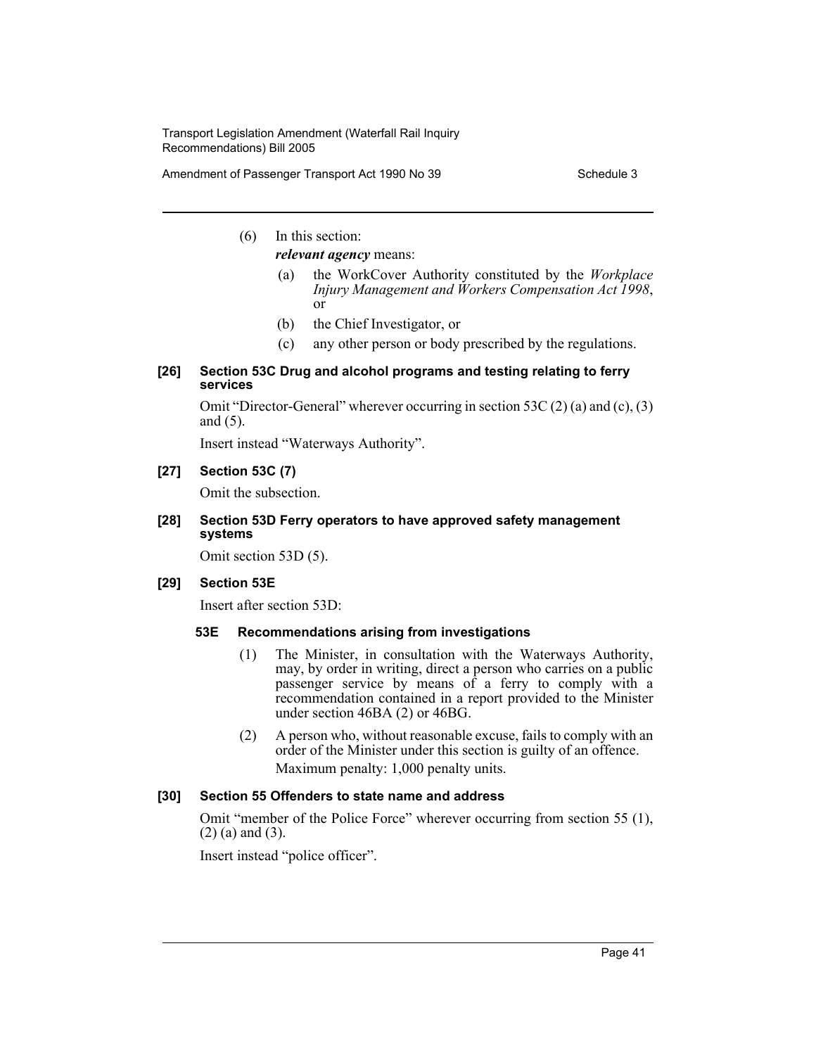(6) In this section:

***relevant agency*** means:

(a) the WorkCover Authority constituted by the *Workplace Injury Management and Workers Compensation Act 1998*, or

(b) the Chief Investigator, or

(c) any other person or body prescribed by the regulations.

#### [26] Section 53C Drug and alcohol programs and testing relating to ferry services

Omit "Director-General" wherever occurring in section 53C (2) (a) and (c), (3) and (5).

Insert instead "Waterways Authority".

#### [27] Section 53C (7)

Omit the subsection.

#### [28] Section 53D Ferry operators to have approved safety management systems

Omit section 53D (5).

#### [29] Section 53E

Insert after section 53D:

##### 53E Recommendations arising from investigations

(1) The Minister, in consultation with the Waterways Authority, may, by order in writing, direct a person who carries on a public passenger service by means of a ferry to comply with a recommendation contained in a report provided to the Minister under section 46BA (2) or 46BG.

(2) A person who, without reasonable excuse, fails to comply with an order of the Minister under this section is guilty of an offence.

Maximum penalty: 1,000 penalty units.

#### [30] Section 55 Offenders to state name and address

Omit "member of the Police Force" wherever occurring from section 55 (1), (2) (a) and (3).

Insert instead "police officer".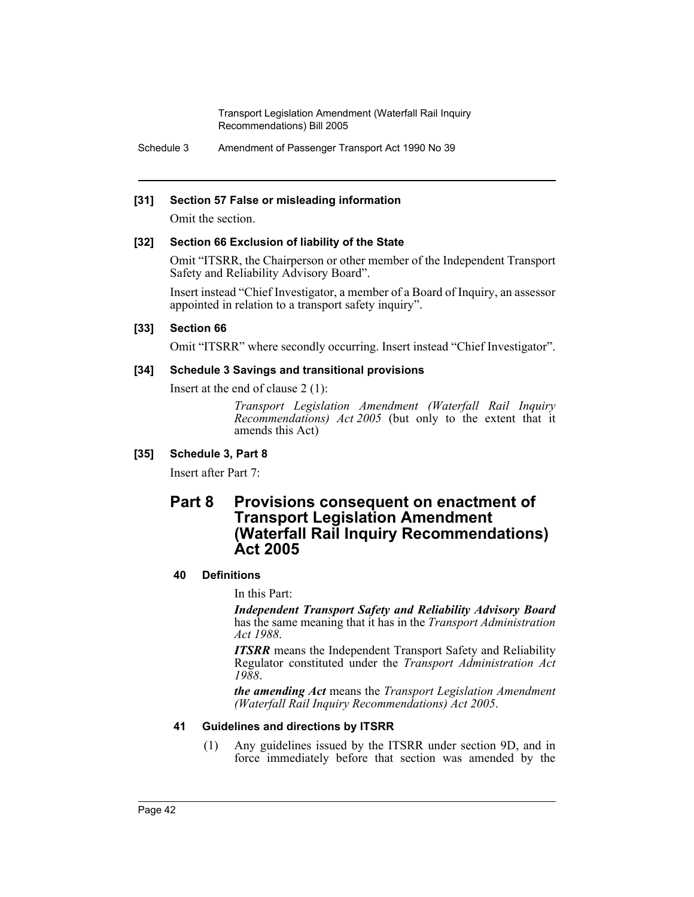**[31] Section 57 False or misleading information**

Omit the section.

**[32] Section 66 Exclusion of liability of the State**

Omit "ITSRR, the Chairperson or other member of the Independent Transport Safety and Reliability Advisory Board".

Insert instead "Chief Investigator, a member of a Board of Inquiry, an assessor appointed in relation to a transport safety inquiry".

**[33] Section 66**

Omit "ITSRR" where secondly occurring. Insert instead "Chief Investigator".

**[34] Schedule 3 Savings and transitional provisions**

Insert at the end of clause 2 (1):

> *Transport Legislation Amendment (Waterfall Rail Inquiry Recommendations) Act 2005* (but only to the extent that it amends this Act)

**[35] Schedule 3, Part 8**

Insert after Part 7:

# Part 8 Provisions consequent on enactment of Transport Legislation Amendment (Waterfall Rail Inquiry Recommendations) Act 2005

### 40 Definitions

In this Part:

***Independent Transport Safety and Reliability Advisory Board*** has the same meaning that it has in the *Transport Administration Act 1988*.

***ITSRR*** means the Independent Transport Safety and Reliability Regulator constituted under the *Transport Administration Act 1988*.

***the amending Act*** means the *Transport Legislation Amendment (Waterfall Rail Inquiry Recommendations) Act 2005*.

### 41 Guidelines and directions by ITSRR

(1) Any guidelines issued by the ITSRR under section 9D, and in force immediately before that section was amended by the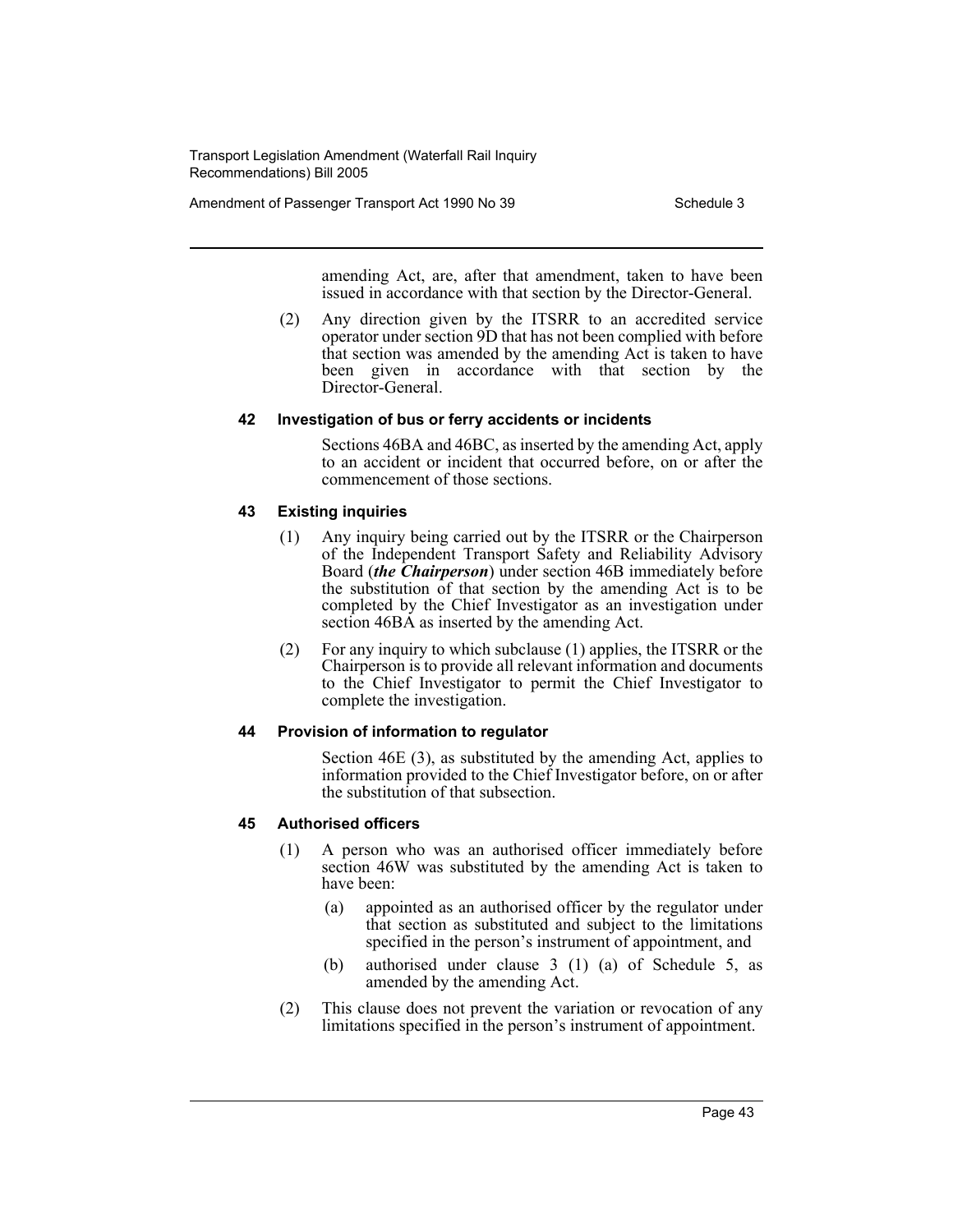amending Act, are, after that amendment, taken to have been issued in accordance with that section by the Director-General.

(2) Any direction given by the ITSRR to an accredited service operator under section 9D that has not been complied with before that section was amended by the amending Act is taken to have been given in accordance with that section by the Director-General.

### 42 Investigation of bus or ferry accidents or incidents

Sections 46BA and 46BC, as inserted by the amending Act, apply to an accident or incident that occurred before, on or after the commencement of those sections.

### 43 Existing inquiries

(1) Any inquiry being carried out by the ITSRR or the Chairperson of the Independent Transport Safety and Reliability Advisory Board (***the Chairperson***) under section 46B immediately before the substitution of that section by the amending Act is to be completed by the Chief Investigator as an investigation under section 46BA as inserted by the amending Act.

(2) For any inquiry to which subclause (1) applies, the ITSRR or the Chairperson is to provide all relevant information and documents to the Chief Investigator to permit the Chief Investigator to complete the investigation.

### 44 Provision of information to regulator

Section 46E (3), as substituted by the amending Act, applies to information provided to the Chief Investigator before, on or after the substitution of that subsection.

### 45 Authorised officers

(1) A person who was an authorised officer immediately before section 46W was substituted by the amending Act is taken to have been:

- (a) appointed as an authorised officer by the regulator under that section as substituted and subject to the limitations specified in the person's instrument of appointment, and
- (b) authorised under clause 3 (1) (a) of Schedule 5, as amended by the amending Act.

(2) This clause does not prevent the variation or revocation of any limitations specified in the person's instrument of appointment.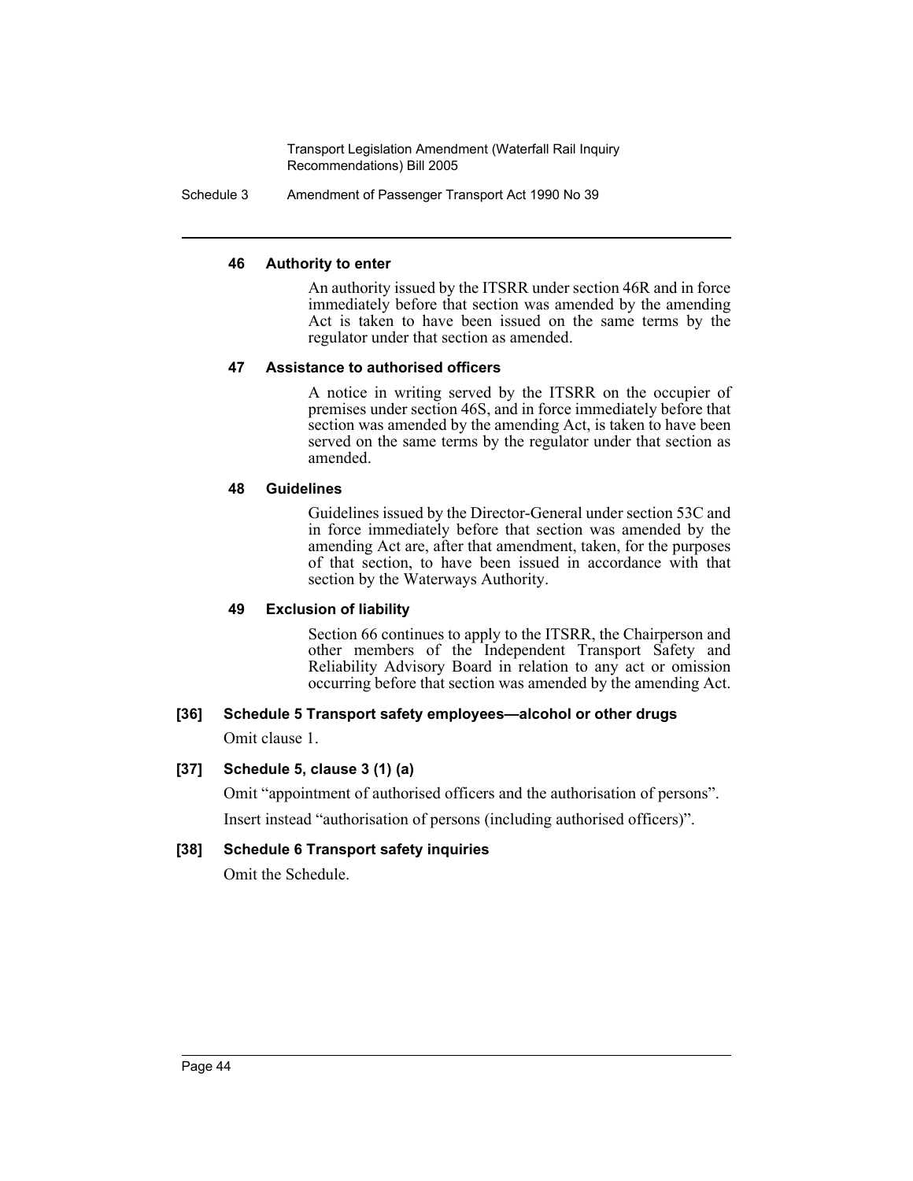#### 46 Authority to enter

An authority issued by the ITSRR under section 46R and in force immediately before that section was amended by the amending Act is taken to have been issued on the same terms by the regulator under that section as amended.

#### 47 Assistance to authorised officers

A notice in writing served by the ITSRR on the occupier of premises under section 46S, and in force immediately before that section was amended by the amending Act, is taken to have been served on the same terms by the regulator under that section as amended.

#### 48 Guidelines

Guidelines issued by the Director-General under section 53C and in force immediately before that section was amended by the amending Act are, after that amendment, taken, for the purposes of that section, to have been issued in accordance with that section by the Waterways Authority.

#### 49 Exclusion of liability

Section 66 continues to apply to the ITSRR, the Chairperson and other members of the Independent Transport Safety and Reliability Advisory Board in relation to any act or omission occurring before that section was amended by the amending Act.

### [36] Schedule 5 Transport safety employees—alcohol or other drugs

Omit clause 1.

### [37] Schedule 5, clause 3 (1) (a)

Omit "appointment of authorised officers and the authorisation of persons".

Insert instead "authorisation of persons (including authorised officers)".

### [38] Schedule 6 Transport safety inquiries

Omit the Schedule.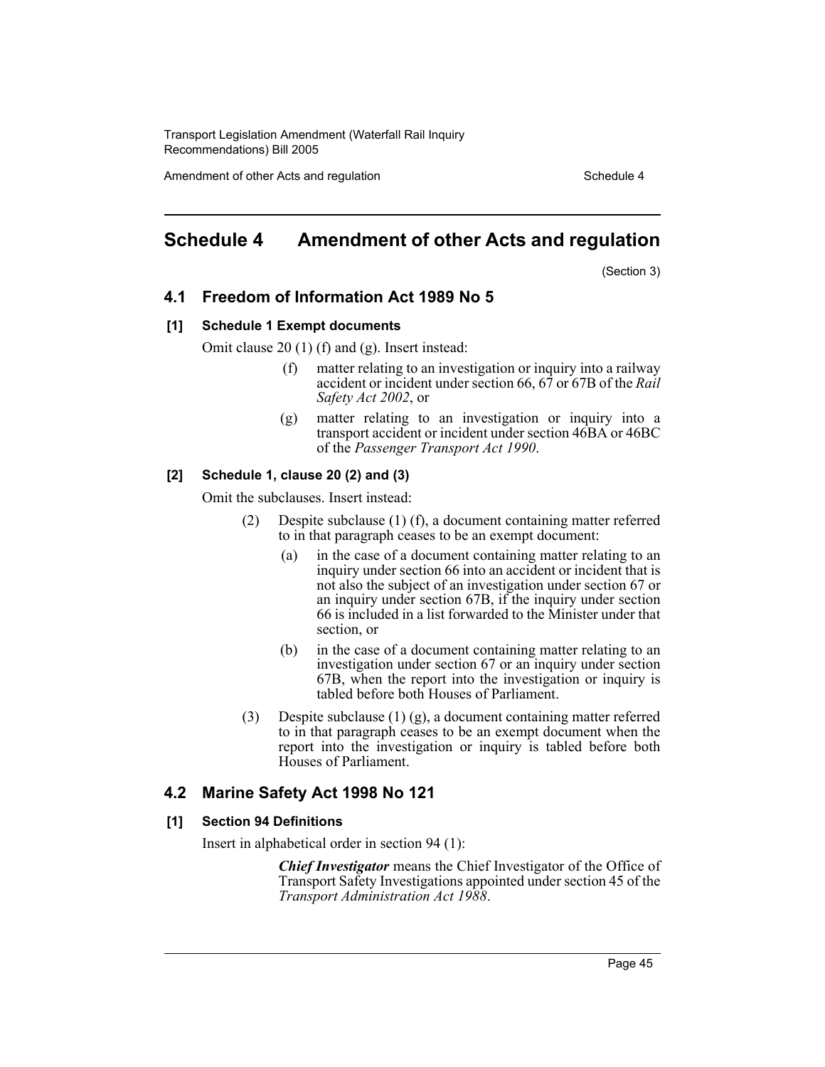# Schedule 4 Amendment of other Acts and regulation

(Section 3)

## 4.1 Freedom of Information Act 1989 No 5

### [1] Schedule 1 Exempt documents

Omit clause 20 (1) (f) and (g). Insert instead:

> (f) matter relating to an investigation or inquiry into a railway accident or incident under section 66, 67 or 67B of the *Rail Safety Act 2002*, or
>
> (g) matter relating to an investigation or inquiry into a transport accident or incident under section 46BA or 46BC of the *Passenger Transport Act 1990*.

### [2] Schedule 1, clause 20 (2) and (3)

Omit the subclauses. Insert instead:

> (2) Despite subclause (1) (f), a document containing matter referred to in that paragraph ceases to be an exempt document:
>
> (a) in the case of a document containing matter relating to an inquiry under section 66 into an accident or incident that is not also the subject of an investigation under section 67 or an inquiry under section 67B, if the inquiry under section 66 is included in a list forwarded to the Minister under that section, or
>
> (b) in the case of a document containing matter relating to an investigation under section 67 or an inquiry under section 67B, when the report into the investigation or inquiry is tabled before both Houses of Parliament.
>
> (3) Despite subclause (1) (g), a document containing matter referred to in that paragraph ceases to be an exempt document when the report into the investigation or inquiry is tabled before both Houses of Parliament.

## 4.2 Marine Safety Act 1998 No 121

### [1] Section 94 Definitions

Insert in alphabetical order in section 94 (1):

> ***Chief Investigator*** means the Chief Investigator of the Office of Transport Safety Investigations appointed under section 45 of the *Transport Administration Act 1988*.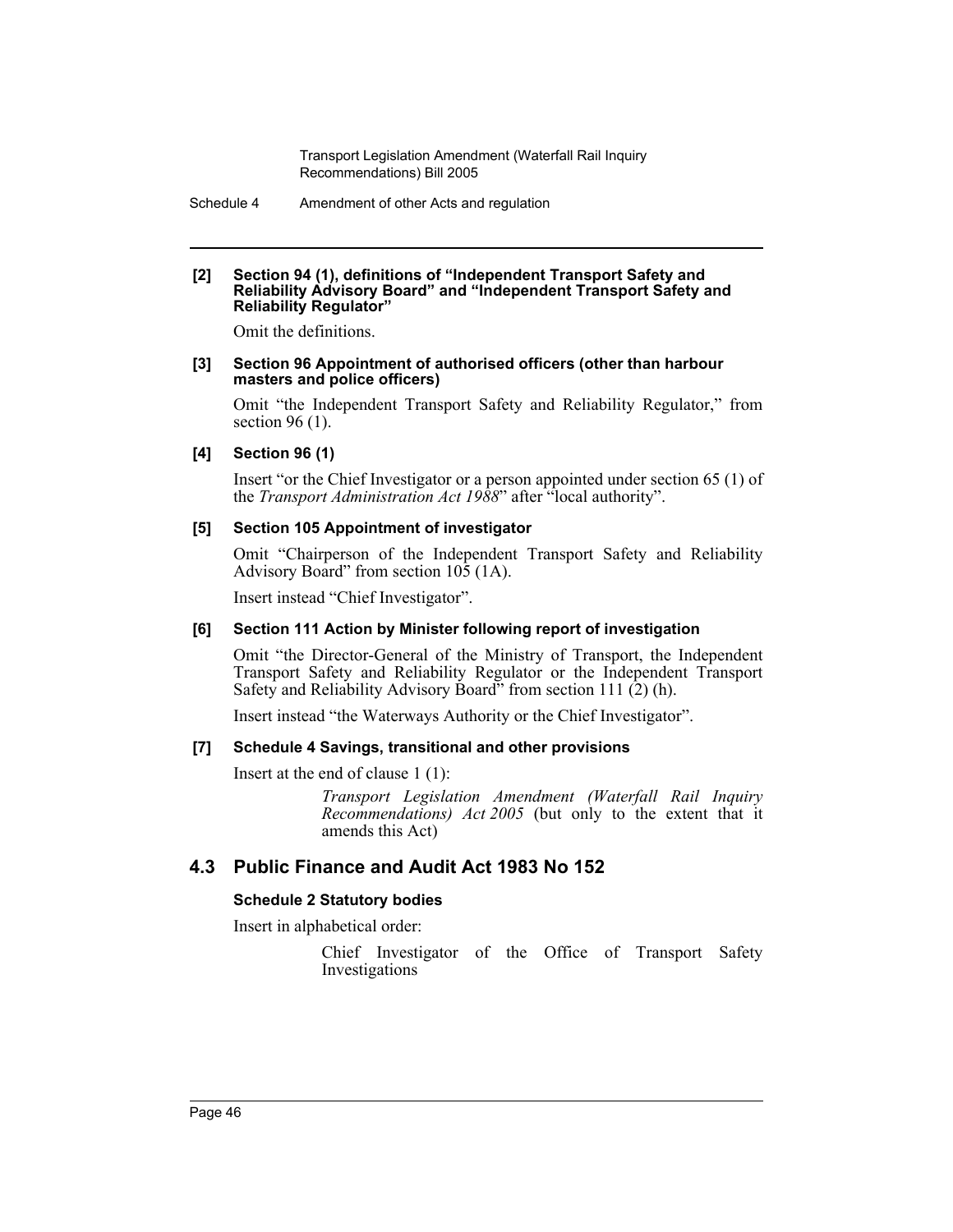**[2] Section 94 (1), definitions of "Independent Transport Safety and Reliability Advisory Board" and "Independent Transport Safety and Reliability Regulator"**

Omit the definitions.

**[3] Section 96 Appointment of authorised officers (other than harbour masters and police officers)**

Omit "the Independent Transport Safety and Reliability Regulator," from section 96 (1).

**[4] Section 96 (1)**

Insert "or the Chief Investigator or a person appointed under section 65 (1) of the *Transport Administration Act 1988*" after "local authority".

**[5] Section 105 Appointment of investigator**

Omit "Chairperson of the Independent Transport Safety and Reliability Advisory Board" from section 105 (1A).

Insert instead "Chief Investigator".

**[6] Section 111 Action by Minister following report of investigation**

Omit "the Director-General of the Ministry of Transport, the Independent Transport Safety and Reliability Regulator or the Independent Transport Safety and Reliability Advisory Board" from section 111 (2) (h).

Insert instead "the Waterways Authority or the Chief Investigator".

**[7] Schedule 4 Savings, transitional and other provisions**

Insert at the end of clause 1 (1):

> *Transport Legislation Amendment (Waterfall Rail Inquiry Recommendations) Act 2005* (but only to the extent that it amends this Act)

## 4.3 Public Finance and Audit Act 1983 No 152

**Schedule 2 Statutory bodies**

Insert in alphabetical order:

> Chief Investigator of the Office of Transport Safety Investigations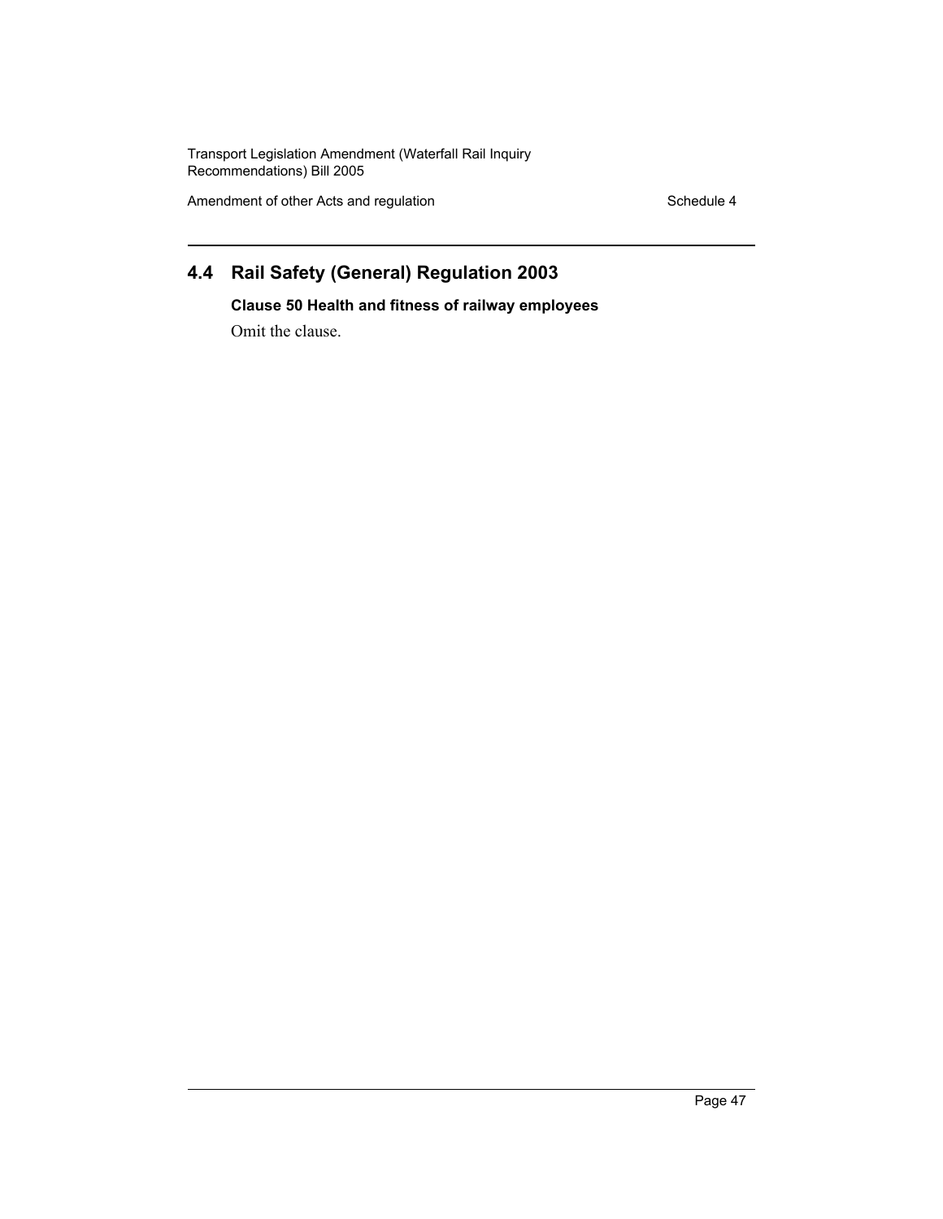## 4.4 Rail Safety (General) Regulation 2003

### Clause 50 Health and fitness of railway employees

Omit the clause.